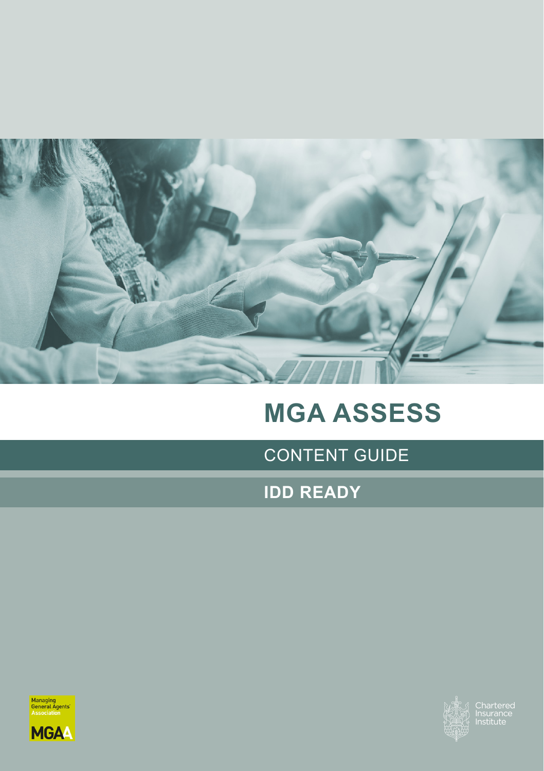# MGA ASSESS

## CONTENT GUIDE

## IDD READY

Managing General Agents' Association

MGAA

Chartered Insurance Institute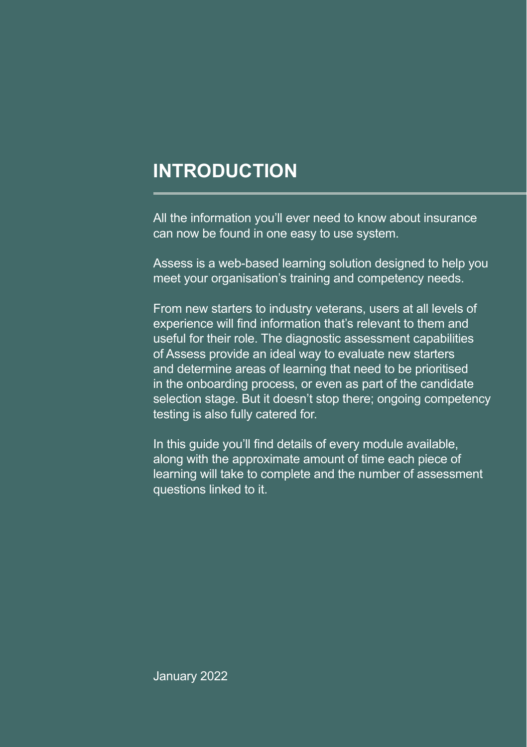# INTRODUCTION

All the information you'll ever need to know about insurance can now be found in one easy to use system.

Assess is a web-based learning solution designed to help you meet your organisation's training and competency needs.

From new starters to industry veterans, users at all levels of experience will find information that's relevant to them and useful for their role. The diagnostic assessment capabilities of Assess provide an ideal way to evaluate new starters and determine areas of learning that need to be prioritised in the onboarding process, or even as part of the candidate selection stage. But it doesn't stop there; ongoing competency testing is also fully catered for.

In this guide you'll find details of every module available, along with the approximate amount of time each piece of learning will take to complete and the number of assessment questions linked to it.

January 2022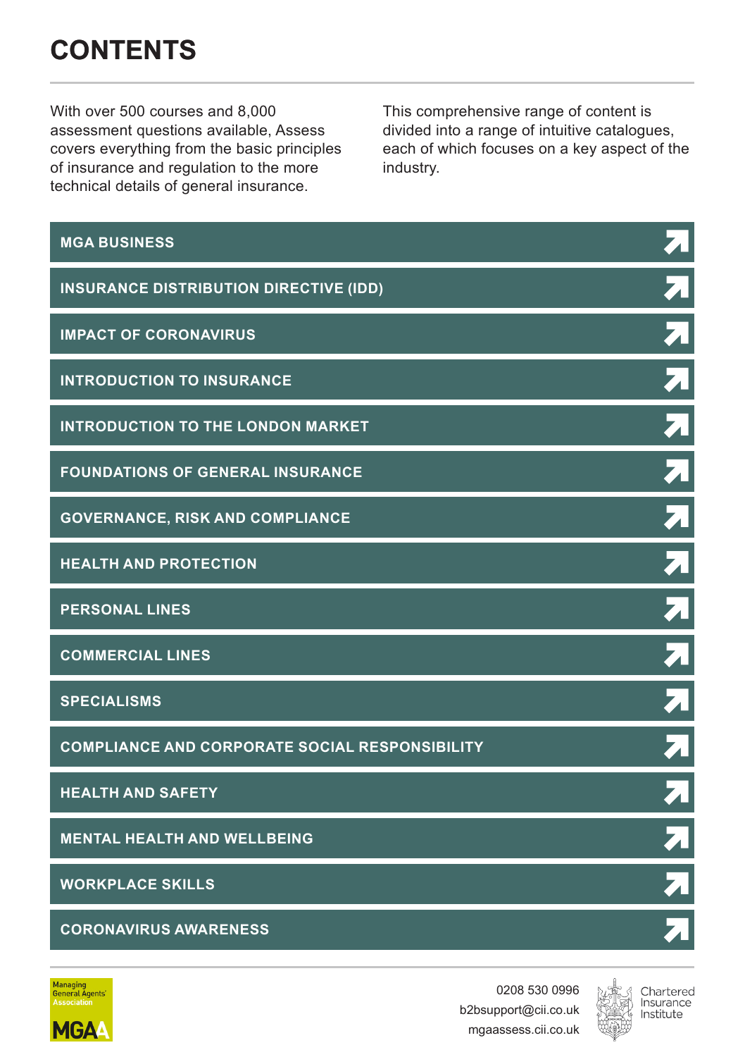# CONTENTS

With over 500 courses and 8,000 assessment questions available, Assess covers everything from the basic principles of insurance and regulation to the more technical details of general insurance.

This comprehensive range of content is divided into a range of intuitive catalogues, each of which focuses on a key aspect of the industry.

- **MGA BUSINESS**
- **INSURANCE DISTRIBUTION DIRECTIVE (IDD)**
- **IMPACT OF CORONAVIRUS**
- **INTRODUCTION TO INSURANCE**
- **INTRODUCTION TO THE LONDON MARKET**
- **FOUNDATIONS OF GENERAL INSURANCE**
- **GOVERNANCE, RISK AND COMPLIANCE**
- **HEALTH AND PROTECTION**
- **PERSONAL LINES**
- **COMMERCIAL LINES**
- **SPECIALISMS**
- **COMPLIANCE AND CORPORATE SOCIAL RESPONSIBILITY**
- **HEALTH AND SAFETY**
- **MENTAL HEALTH AND WELLBEING**
- **WORKPLACE SKILLS**
- **CORONAVIRUS AWARENESS**

Managing General Agents' Association

MGAA

0208 530 0996
b2bsupport@cii.co.uk
mgaassess.cii.co.uk

Chartered Insurance Institute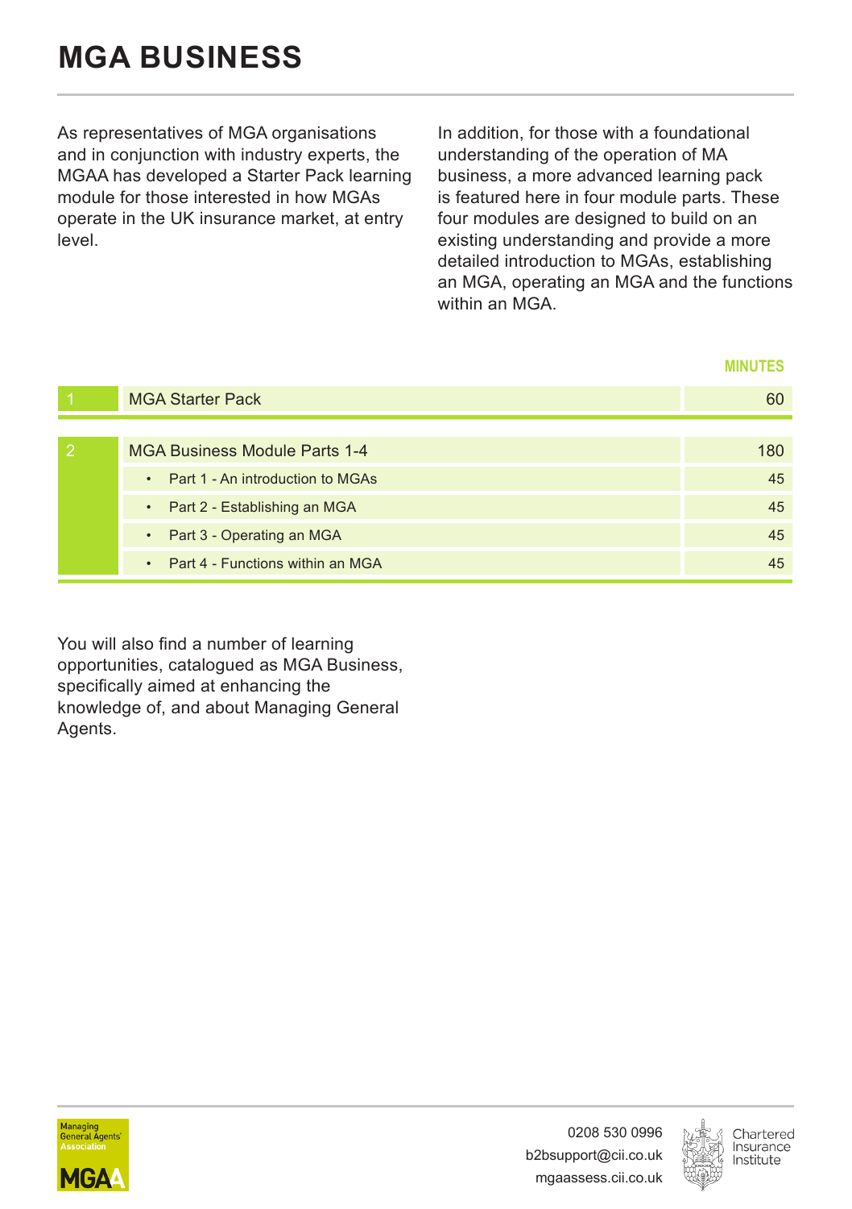# MGA BUSINESS

As representatives of MGA organisations and in conjunction with industry experts, the MGAA has developed a Starter Pack learning module for those interested in how MGAs operate in the UK insurance market, at entry level.

In addition, for those with a foundational understanding of the operation of MA business, a more advanced learning pack is featured here in four module parts. These four modules are designed to build on an existing understanding and provide a more detailed introduction to MGAs, establishing an MGA, operating an MGA and the functions within an MGA.

| | | MINUTES |
|---|---|---|
| 1 | MGA Starter Pack | 60 |
| 2 | MGA Business Module Parts 1-4 | 180 |
| | • Part 1 - An introduction to MGAs | 45 |
| | • Part 2 - Establishing an MGA | 45 |
| | • Part 3 - Operating an MGA | 45 |
| | • Part 4 - Functions within an MGA | 45 |

You will also find a number of learning opportunities, catalogued as MGA Business, specifically aimed at enhancing the knowledge of, and about Managing General Agents.

0208 530 0996
b2bsupport@cii.co.uk
mgaassess.cii.co.uk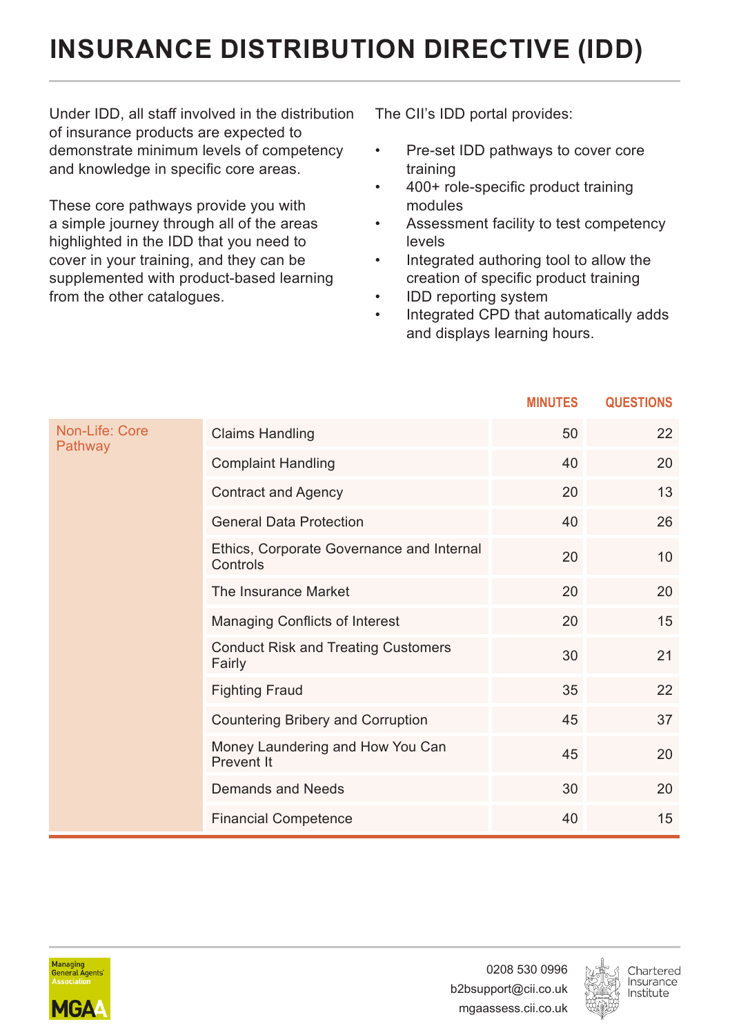# INSURANCE DISTRIBUTION DIRECTIVE (IDD)

Under IDD, all staff involved in the distribution of insurance products are expected to demonstrate minimum levels of competency and knowledge in specific core areas.

These core pathways provide you with a simple journey through all of the areas highlighted in the IDD that you need to cover in your training, and they can be supplemented with product-based learning from the other catalogues.

The CII's IDD portal provides:

- Pre-set IDD pathways to cover core training
- 400+ role-specific product training modules
- Assessment facility to test competency levels
- Integrated authoring tool to allow the creation of specific product training
- IDD reporting system
- Integrated CPD that automatically adds and displays learning hours.

| | | MINUTES | QUESTIONS |
|---|---|---|---|
| Non-Life: Core Pathway | Claims Handling | 50 | 22 |
| | Complaint Handling | 40 | 20 |
| | Contract and Agency | 20 | 13 |
| | General Data Protection | 40 | 26 |
| | Ethics, Corporate Governance and Internal Controls | 20 | 10 |
| | The Insurance Market | 20 | 20 |
| | Managing Conflicts of Interest | 20 | 15 |
| | Conduct Risk and Treating Customers Fairly | 30 | 21 |
| | Fighting Fraud | 35 | 22 |
| | Countering Bribery and Corruption | 45 | 37 |
| | Money Laundering and How You Can Prevent It | 45 | 20 |
| | Demands and Needs | 30 | 20 |
| | Financial Competence | 40 | 15 |

0208 530 0996
b2bsupport@cii.co.uk
mgaassess.cii.co.uk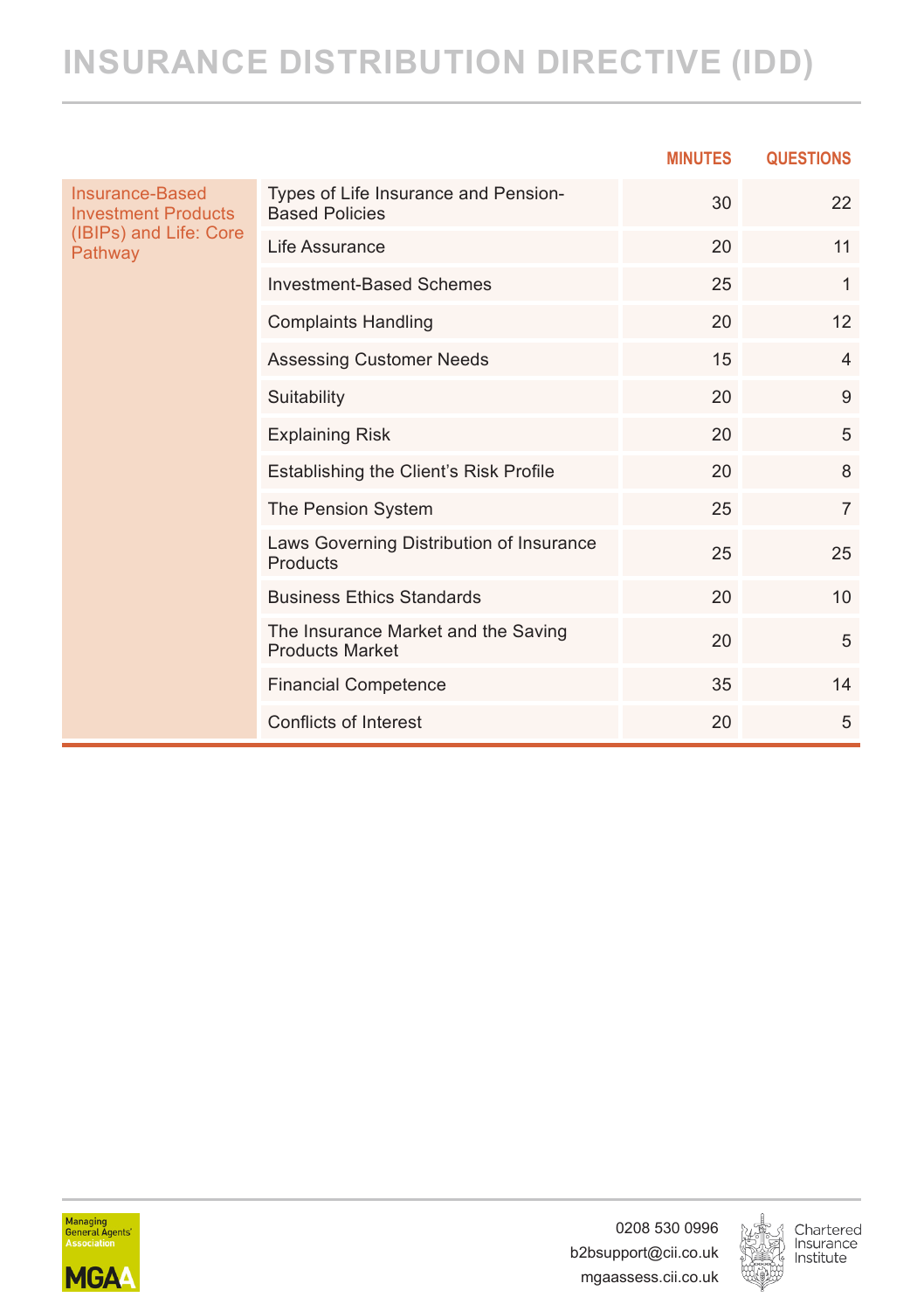# INSURANCE DISTRIBUTION DIRECTIVE (IDD)

| | | MINUTES | QUESTIONS |
|---|---|---|---|
| Insurance-Based Investment Products (IBIPs) and Life: Core Pathway | Types of Life Insurance and Pension-Based Policies | 30 | 22 |
| | Life Assurance | 20 | 11 |
| | Investment-Based Schemes | 25 | 1 |
| | Complaints Handling | 20 | 12 |
| | Assessing Customer Needs | 15 | 4 |
| | Suitability | 20 | 9 |
| | Explaining Risk | 20 | 5 |
| | Establishing the Client's Risk Profile | 20 | 8 |
| | The Pension System | 25 | 7 |
| | Laws Governing Distribution of Insurance Products | 25 | 25 |
| | Business Ethics Standards | 20 | 10 |
| | The Insurance Market and the Saving Products Market | 20 | 5 |
| | Financial Competence | 35 | 14 |
| | Conflicts of Interest | 20 | 5 |

Managing General Agents' Association

MGAA

0208 530 0996
b2bsupport@cii.co.uk
mgaassess.cii.co.uk

Chartered Insurance Institute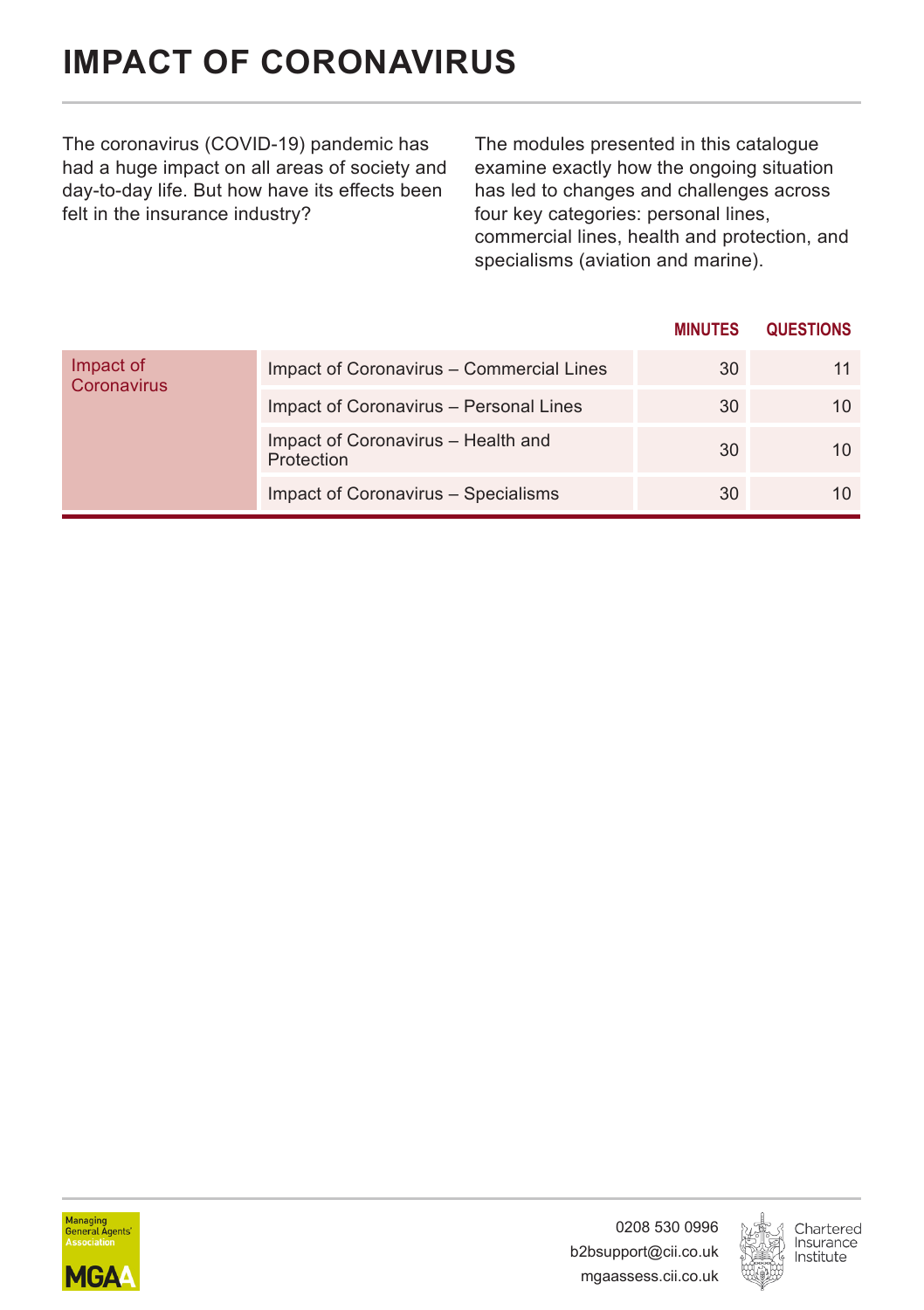# IMPACT OF CORONAVIRUS

The coronavirus (COVID-19) pandemic has had a huge impact on all areas of society and day-to-day life. But how have its effects been felt in the insurance industry?

The modules presented in this catalogue examine exactly how the ongoing situation has led to changes and challenges across four key categories: personal lines, commercial lines, health and protection, and specialisms (aviation and marine).

| | | MINUTES | QUESTIONS |
|---|---|---|---|
| Impact of Coronavirus | Impact of Coronavirus – Commercial Lines | 30 | 11 |
| | Impact of Coronavirus – Personal Lines | 30 | 10 |
| | Impact of Coronavirus – Health and Protection | 30 | 10 |
| | Impact of Coronavirus – Specialisms | 30 | 10 |

Managing General Agents' Association

MGAA

0208 530 0996
b2bsupport@cii.co.uk
mgaassess.cii.co.uk

Chartered Insurance Institute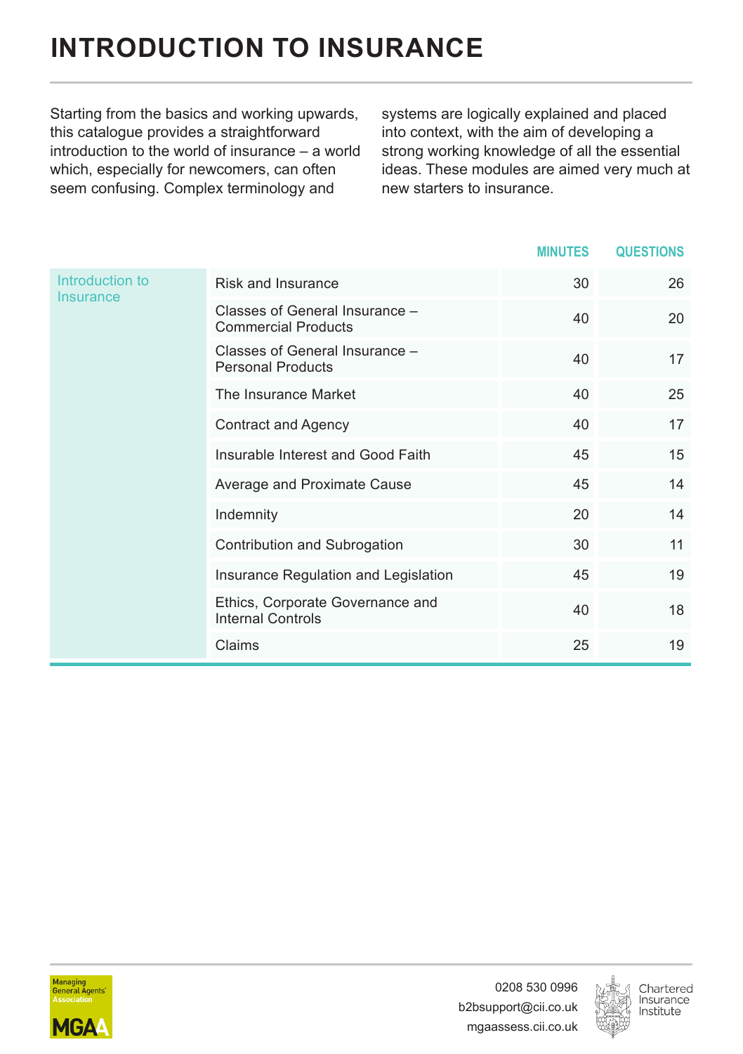# INTRODUCTION TO INSURANCE

Starting from the basics and working upwards, this catalogue provides a straightforward introduction to the world of insurance – a world which, especially for newcomers, can often seem confusing. Complex terminology and systems are logically explained and placed into context, with the aim of developing a strong working knowledge of all the essential ideas. These modules are aimed very much at new starters to insurance.

| | | MINUTES | QUESTIONS |
|---|---|---|---|
| Introduction to Insurance | Risk and Insurance | 30 | 26 |
| | Classes of General Insurance – Commercial Products | 40 | 20 |
| | Classes of General Insurance – Personal Products | 40 | 17 |
| | The Insurance Market | 40 | 25 |
| | Contract and Agency | 40 | 17 |
| | Insurable Interest and Good Faith | 45 | 15 |
| | Average and Proximate Cause | 45 | 14 |
| | Indemnity | 20 | 14 |
| | Contribution and Subrogation | 30 | 11 |
| | Insurance Regulation and Legislation | 45 | 19 |
| | Ethics, Corporate Governance and Internal Controls | 40 | 18 |
| | Claims | 25 | 19 |

0208 530 0996
b2bsupport@cii.co.uk
mgaassess.cii.co.uk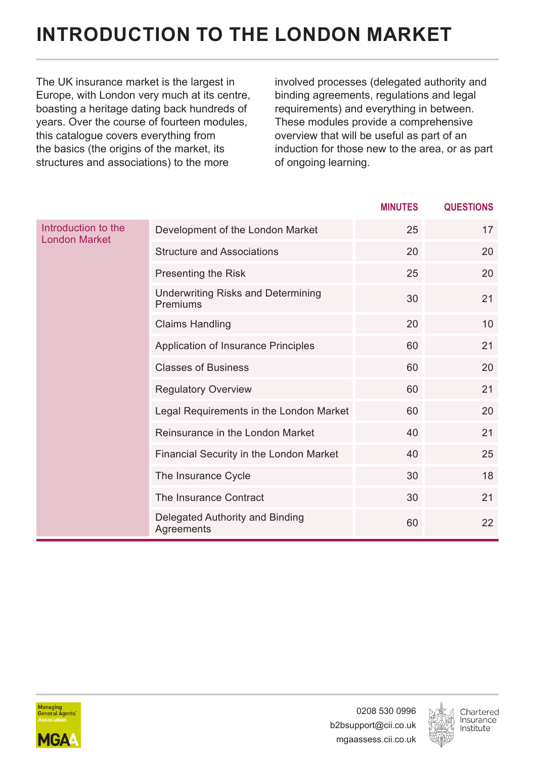# INTRODUCTION TO THE LONDON MARKET

The UK insurance market is the largest in Europe, with London very much at its centre, boasting a heritage dating back hundreds of years. Over the course of fourteen modules, this catalogue covers everything from the basics (the origins of the market, its structures and associations) to the more involved processes (delegated authority and binding agreements, regulations and legal requirements) and everything in between. These modules provide a comprehensive overview that will be useful as part of an induction for those new to the area, or as part of ongoing learning.

| | | MINUTES | QUESTIONS |
|---|---|---|---|
| Introduction to the London Market | Development of the London Market | 25 | 17 |
| | Structure and Associations | 20 | 20 |
| | Presenting the Risk | 25 | 20 |
| | Underwriting Risks and Determining Premiums | 30 | 21 |
| | Claims Handling | 20 | 10 |
| | Application of Insurance Principles | 60 | 21 |
| | Classes of Business | 60 | 20 |
| | Regulatory Overview | 60 | 21 |
| | Legal Requirements in the London Market | 60 | 20 |
| | Reinsurance in the London Market | 40 | 21 |
| | Financial Security in the London Market | 40 | 25 |
| | The Insurance Cycle | 30 | 18 |
| | The Insurance Contract | 30 | 21 |
| | Delegated Authority and Binding Agreements | 60 | 22 |

0208 530 0996
b2bsupport@cii.co.uk
mgaassess.cii.co.uk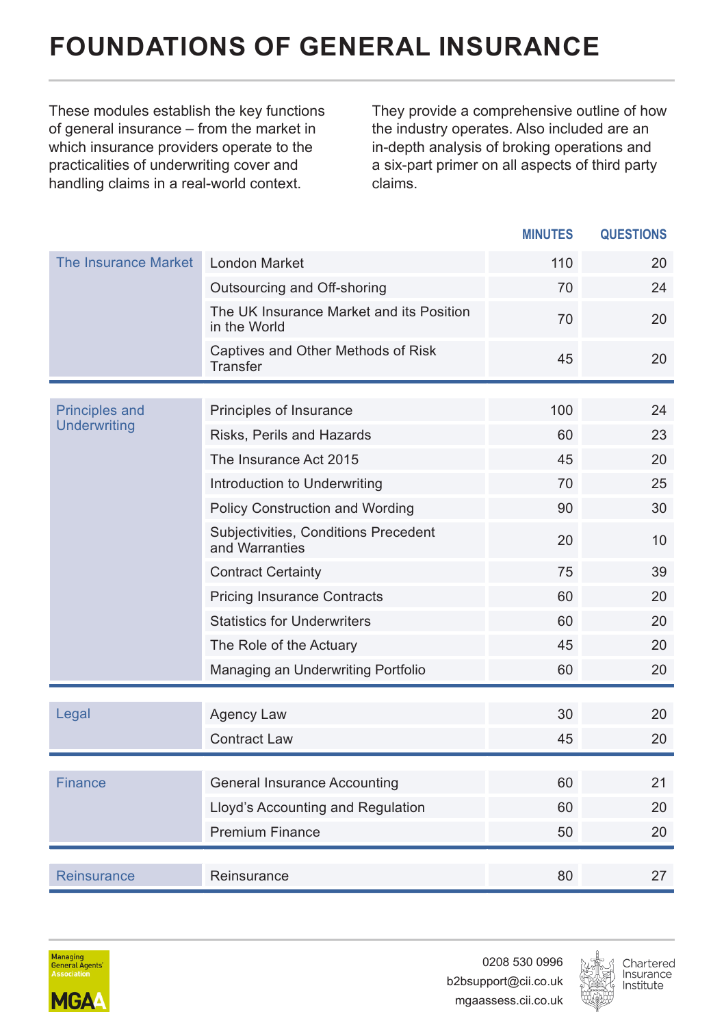# FOUNDATIONS OF GENERAL INSURANCE

These modules establish the key functions of general insurance – from the market in which insurance providers operate to the practicalities of underwriting cover and handling claims in a real-world context.

They provide a comprehensive outline of how the industry operates. Also included are an in-depth analysis of broking operations and a six-part primer on all aspects of third party claims.

| | | MINUTES | QUESTIONS |
|---|---|---|---|
| The Insurance Market | London Market | 110 | 20 |
| | Outsourcing and Off-shoring | 70 | 24 |
| | The UK Insurance Market and its Position in the World | 70 | 20 |
| | Captives and Other Methods of Risk Transfer | 45 | 20 |
| Principles and Underwriting | Principles of Insurance | 100 | 24 |
| | Risks, Perils and Hazards | 60 | 23 |
| | The Insurance Act 2015 | 45 | 20 |
| | Introduction to Underwriting | 70 | 25 |
| | Policy Construction and Wording | 90 | 30 |
| | Subjectivities, Conditions Precedent and Warranties | 20 | 10 |
| | Contract Certainty | 75 | 39 |
| | Pricing Insurance Contracts | 60 | 20 |
| | Statistics for Underwriters | 60 | 20 |
| | The Role of the Actuary | 45 | 20 |
| | Managing an Underwriting Portfolio | 60 | 20 |
| Legal | Agency Law | 30 | 20 |
| | Contract Law | 45 | 20 |
| Finance | General Insurance Accounting | 60 | 21 |
| | Lloyd's Accounting and Regulation | 60 | 20 |
| | Premium Finance | 50 | 20 |
| Reinsurance | Reinsurance | 80 | 27 |

Managing General Agents' Association MGAA

0208 530 0996
b2bsupport@cii.co.uk
mgaassess.cii.co.uk

Chartered Insurance Institute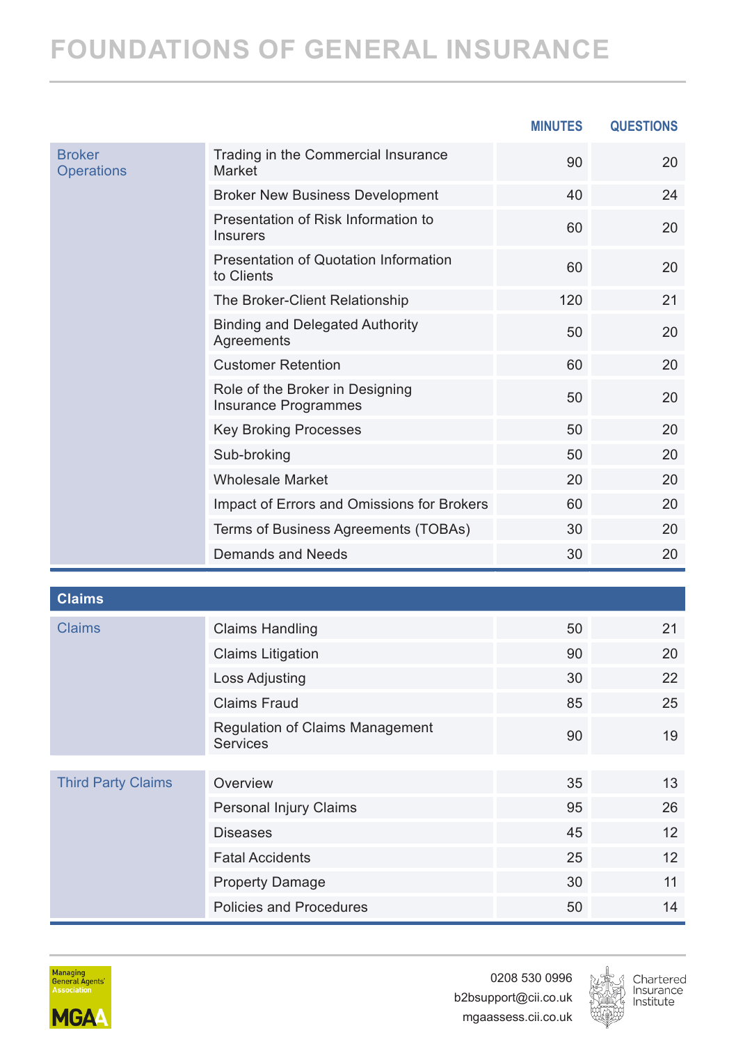# FOUNDATIONS OF GENERAL INSURANCE

| | | MINUTES | QUESTIONS |
|---|---|---|---|
| Broker Operations | Trading in the Commercial Insurance Market | 90 | 20 |
| | Broker New Business Development | 40 | 24 |
| | Presentation of Risk Information to Insurers | 60 | 20 |
| | Presentation of Quotation Information to Clients | 60 | 20 |
| | The Broker-Client Relationship | 120 | 21 |
| | Binding and Delegated Authority Agreements | 50 | 20 |
| | Customer Retention | 60 | 20 |
| | Role of the Broker in Designing Insurance Programmes | 50 | 20 |
| | Key Broking Processes | 50 | 20 |
| | Sub-broking | 50 | 20 |
| | Wholesale Market | 20 | 20 |
| | Impact of Errors and Omissions for Brokers | 60 | 20 |
| | Terms of Business Agreements (TOBAs) | 30 | 20 |
| | Demands and Needs | 30 | 20 |

## Claims

| | | MINUTES | QUESTIONS |
|---|---|---|---|
| Claims | Claims Handling | 50 | 21 |
| | Claims Litigation | 90 | 20 |
| | Loss Adjusting | 30 | 22 |
| | Claims Fraud | 85 | 25 |
| | Regulation of Claims Management Services | 90 | 19 |
| Third Party Claims | Overview | 35 | 13 |
| | Personal Injury Claims | 95 | 26 |
| | Diseases | 45 | 12 |
| | Fatal Accidents | 25 | 12 |
| | Property Damage | 30 | 11 |
| | Policies and Procedures | 50 | 14 |

Managing General Agents' Association

MGAA

0208 530 0996
b2bsupport@cii.co.uk
mgaassess.cii.co.uk

Chartered Insurance Institute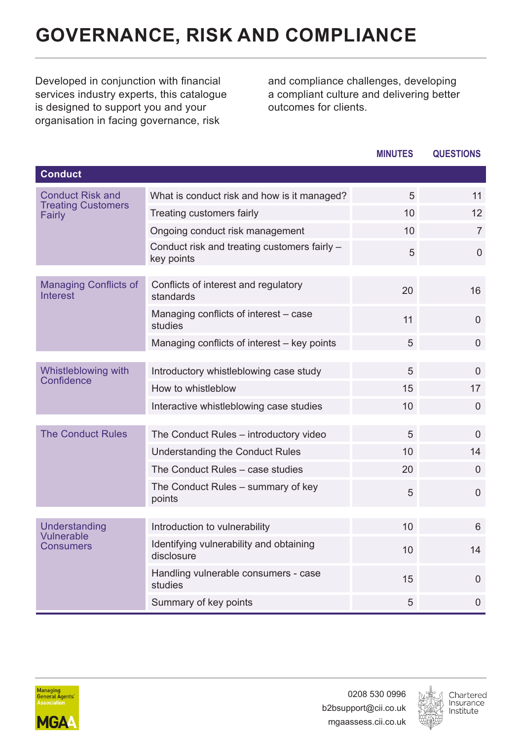# GOVERNANCE, RISK AND COMPLIANCE

Developed in conjunction with financial services industry experts, this catalogue is designed to support you and your organisation in facing governance, risk and compliance challenges, developing a compliant culture and delivering better outcomes for clients.

| Conduct | | MINUTES | QUESTIONS |
|---|---|---|---|
| Conduct Risk and Treating Customers Fairly | What is conduct risk and how is it managed? | 5 | 11 |
| | Treating customers fairly | 10 | 12 |
| | Ongoing conduct risk management | 10 | 7 |
| | Conduct risk and treating customers fairly – key points | 5 | 0 |
| Managing Conflicts of Interest | Conflicts of interest and regulatory standards | 20 | 16 |
| | Managing conflicts of interest – case studies | 11 | 0 |
| | Managing conflicts of interest – key points | 5 | 0 |
| Whistleblowing with Confidence | Introductory whistleblowing case study | 5 | 0 |
| | How to whistleblow | 15 | 17 |
| | Interactive whistleblowing case studies | 10 | 0 |
| The Conduct Rules | The Conduct Rules – introductory video | 5 | 0 |
| | Understanding the Conduct Rules | 10 | 14 |
| | The Conduct Rules – case studies | 20 | 0 |
| | The Conduct Rules – summary of key points | 5 | 0 |
| Understanding Vulnerable Consumers | Introduction to vulnerability | 10 | 6 |
| | Identifying vulnerability and obtaining disclosure | 10 | 14 |
| | Handling vulnerable consumers - case studies | 15 | 0 |
| | Summary of key points | 5 | 0 |

0208 530 0996
b2bsupport@cii.co.uk
mgaassess.cii.co.uk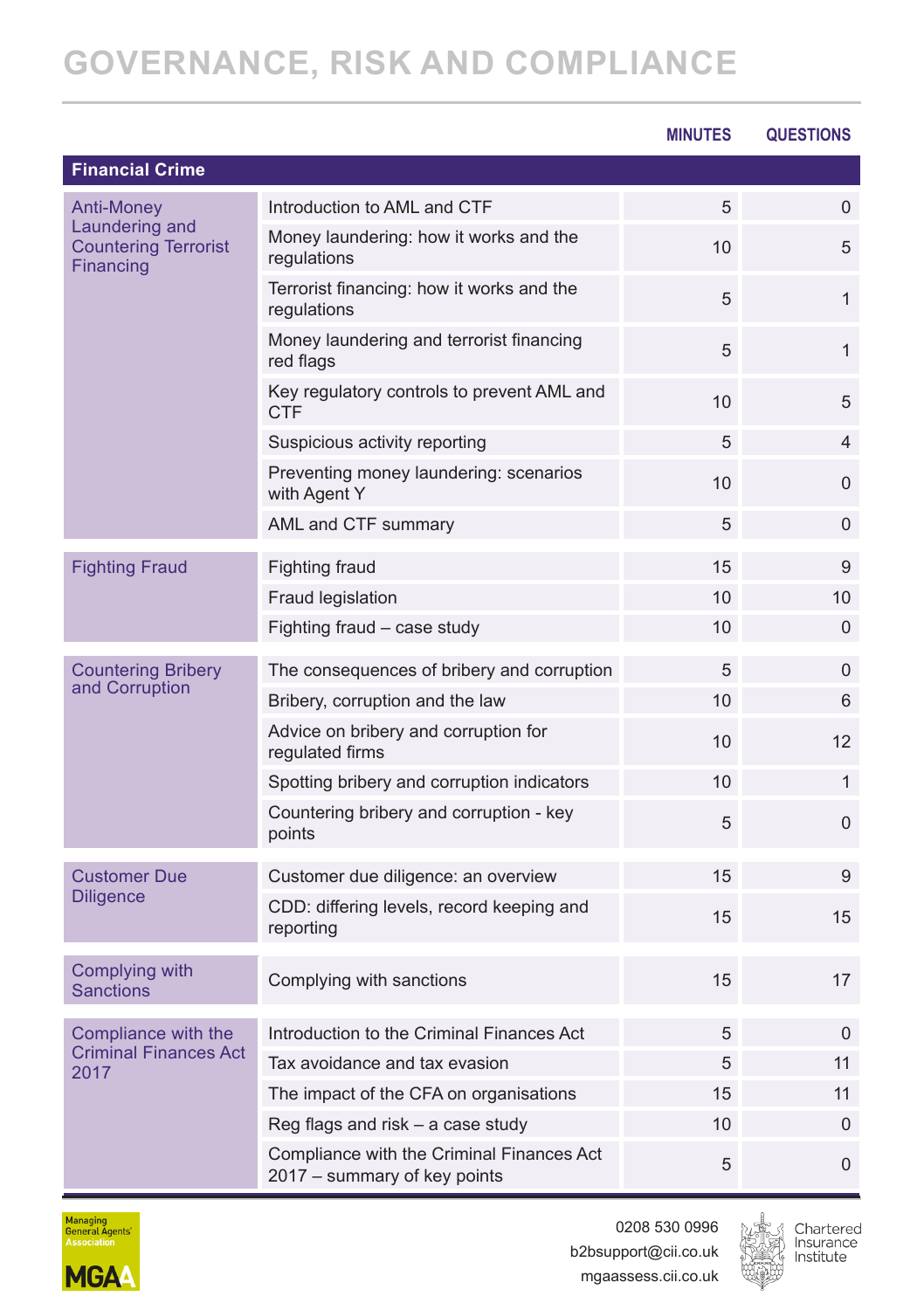# GOVERNANCE, RISK AND COMPLIANCE

| | | MINUTES | QUESTIONS |
|---|---|---|---|
| **Financial Crime** | | | |
| Anti-Money Laundering and Countering Terrorist Financing | Introduction to AML and CTF | 5 | 0 |
| | Money laundering: how it works and the regulations | 10 | 5 |
| | Terrorist financing: how it works and the regulations | 5 | 1 |
| | Money laundering and terrorist financing red flags | 5 | 1 |
| | Key regulatory controls to prevent AML and CTF | 10 | 5 |
| | Suspicious activity reporting | 5 | 4 |
| | Preventing money laundering: scenarios with Agent Y | 10 | 0 |
| | AML and CTF summary | 5 | 0 |
| Fighting Fraud | Fighting fraud | 15 | 9 |
| | Fraud legislation | 10 | 10 |
| | Fighting fraud – case study | 10 | 0 |
| Countering Bribery and Corruption | The consequences of bribery and corruption | 5 | 0 |
| | Bribery, corruption and the law | 10 | 6 |
| | Advice on bribery and corruption for regulated firms | 10 | 12 |
| | Spotting bribery and corruption indicators | 10 | 1 |
| | Countering bribery and corruption - key points | 5 | 0 |
| Customer Due Diligence | Customer due diligence: an overview | 15 | 9 |
| | CDD: differing levels, record keeping and reporting | 15 | 15 |
| Complying with Sanctions | Complying with sanctions | 15 | 17 |
| Compliance with the Criminal Finances Act 2017 | Introduction to the Criminal Finances Act | 5 | 0 |
| | Tax avoidance and tax evasion | 5 | 11 |
| | The impact of the CFA on organisations | 15 | 11 |
| | Reg flags and risk – a case study | 10 | 0 |
| | Compliance with the Criminal Finances Act 2017 – summary of key points | 5 | 0 |

Managing General Agents' Association MGAA

0208 530 0996
b2bsupport@cii.co.uk
mgaassess.cii.co.uk

Chartered Insurance Institute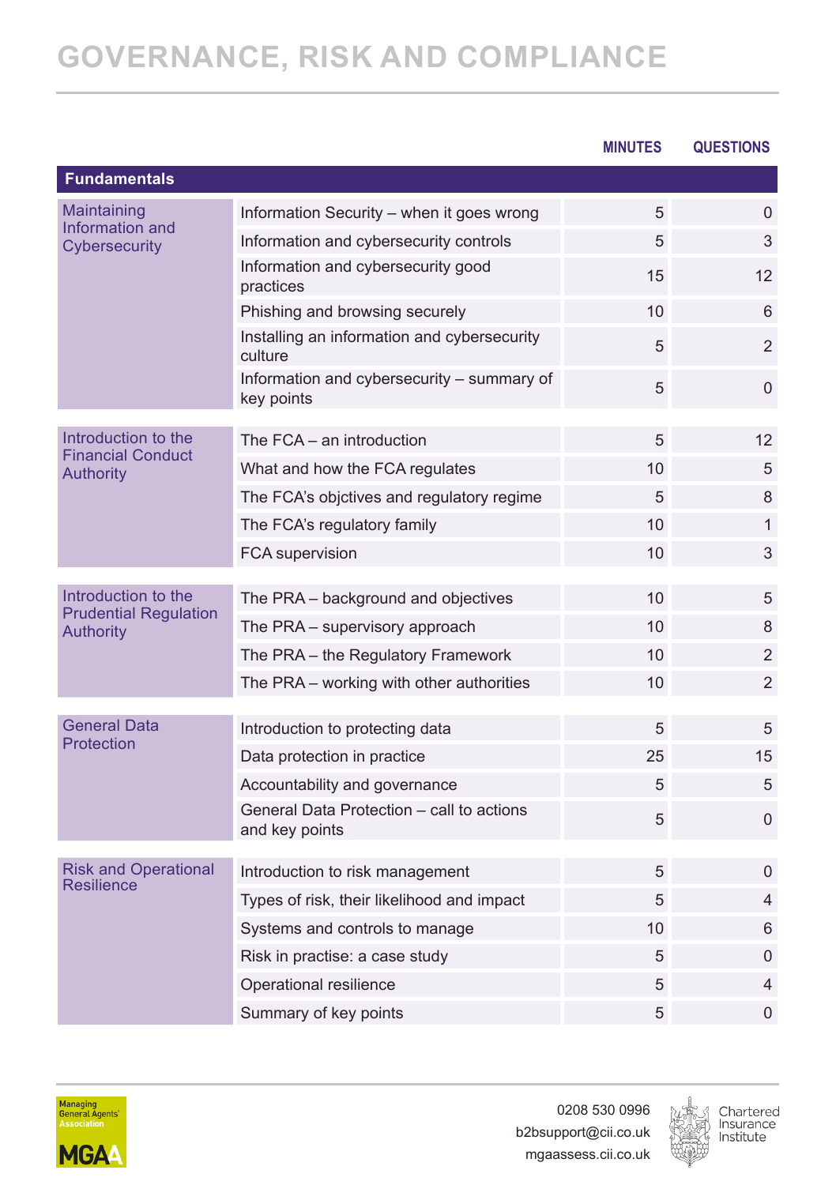# GOVERNANCE, RISK AND COMPLIANCE

| Fundamentals | | MINUTES | QUESTIONS |
|---|---|---|---|
| Maintaining Information and Cybersecurity | Information Security – when it goes wrong | 5 | 0 |
| | Information and cybersecurity controls | 5 | 3 |
| | Information and cybersecurity good practices | 15 | 12 |
| | Phishing and browsing securely | 10 | 6 |
| | Installing an information and cybersecurity culture | 5 | 2 |
| | Information and cybersecurity – summary of key points | 5 | 0 |
| Introduction to the Financial Conduct Authority | The FCA – an introduction | 5 | 12 |
| | What and how the FCA regulates | 10 | 5 |
| | The FCA's objctives and regulatory regime | 5 | 8 |
| | The FCA's regulatory family | 10 | 1 |
| | FCA supervision | 10 | 3 |
| Introduction to the Prudential Regulation Authority | The PRA – background and objectives | 10 | 5 |
| | The PRA – supervisory approach | 10 | 8 |
| | The PRA – the Regulatory Framework | 10 | 2 |
| | The PRA – working with other authorities | 10 | 2 |
| General Data Protection | Introduction to protecting data | 5 | 5 |
| | Data protection in practice | 25 | 15 |
| | Accountability and governance | 5 | 5 |
| | General Data Protection – call to actions and key points | 5 | 0 |
| Risk and Operational Resilience | Introduction to risk management | 5 | 0 |
| | Types of risk, their likelihood and impact | 5 | 4 |
| | Systems and controls to manage | 10 | 6 |
| | Risk in practise: a case study | 5 | 0 |
| | Operational resilience | 5 | 4 |
| | Summary of key points | 5 | 0 |

0208 530 0996
b2bsupport@cii.co.uk
mgaassess.cii.co.uk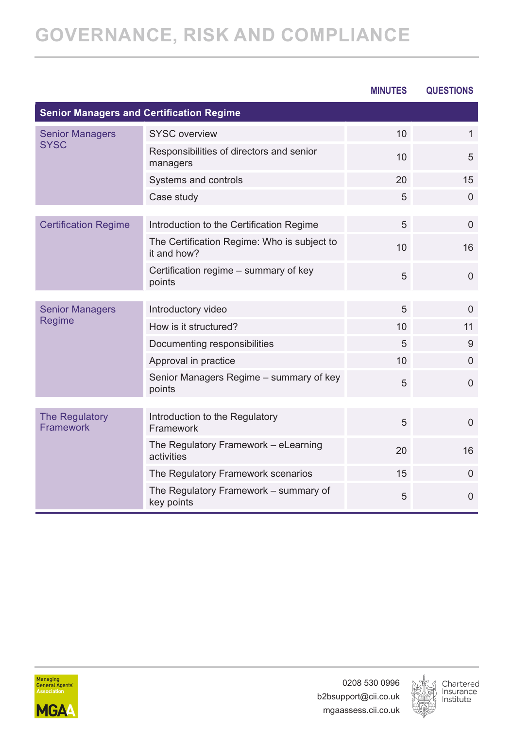# GOVERNANCE, RISK AND COMPLIANCE

| | | MINUTES | QUESTIONS |
|---|---|---|---|
| **Senior Managers and Certification Regime** | | | |
| Senior Managers SYSC | SYSC overview | 10 | 1 |
| | Responsibilities of directors and senior managers | 10 | 5 |
| | Systems and controls | 20 | 15 |
| | Case study | 5 | 0 |
| Certification Regime | Introduction to the Certification Regime | 5 | 0 |
| | The Certification Regime: Who is subject to it and how? | 10 | 16 |
| | Certification regime – summary of key points | 5 | 0 |
| Senior Managers Regime | Introductory video | 5 | 0 |
| | How is it structured? | 10 | 11 |
| | Documenting responsibilities | 5 | 9 |
| | Approval in practice | 10 | 0 |
| | Senior Managers Regime – summary of key points | 5 | 0 |
| The Regulatory Framework | Introduction to the Regulatory Framework | 5 | 0 |
| | The Regulatory Framework – eLearning activities | 20 | 16 |
| | The Regulatory Framework scenarios | 15 | 0 |
| | The Regulatory Framework – summary of key points | 5 | 0 |

Managing General Agents' Association MGAA

0208 530 0996
b2bsupport@cii.co.uk
mgaassess.cii.co.uk

Chartered Insurance Institute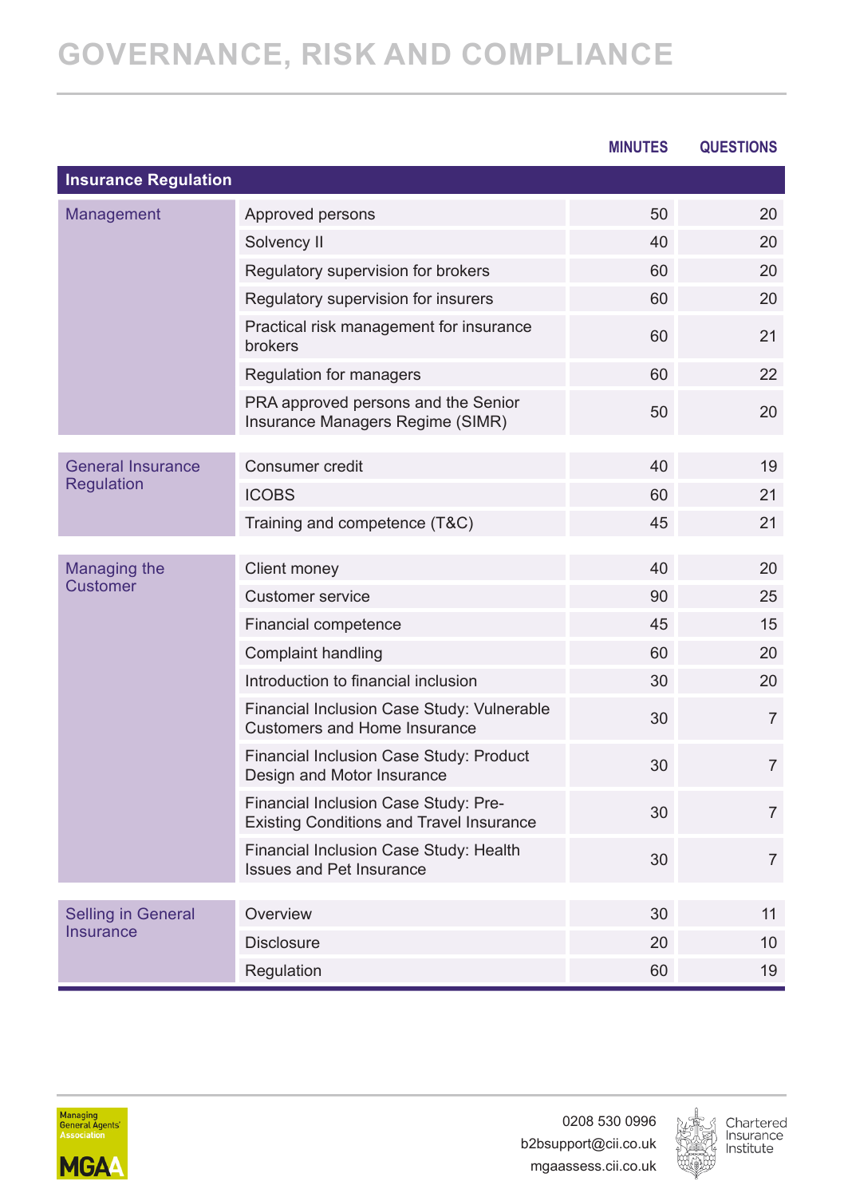# GOVERNANCE, RISK AND COMPLIANCE

| | | MINUTES | QUESTIONS |
|---|---|---|---|
| **Insurance Regulation** | | | |
| Management | Approved persons | 50 | 20 |
| | Solvency II | 40 | 20 |
| | Regulatory supervision for brokers | 60 | 20 |
| | Regulatory supervision for insurers | 60 | 20 |
| | Practical risk management for insurance brokers | 60 | 21 |
| | Regulation for managers | 60 | 22 |
| | PRA approved persons and the Senior Insurance Managers Regime (SIMR) | 50 | 20 |
| General Insurance Regulation | Consumer credit | 40 | 19 |
| | ICOBS | 60 | 21 |
| | Training and competence (T&C) | 45 | 21 |
| Managing the Customer | Client money | 40 | 20 |
| | Customer service | 90 | 25 |
| | Financial competence | 45 | 15 |
| | Complaint handling | 60 | 20 |
| | Introduction to financial inclusion | 30 | 20 |
| | Financial Inclusion Case Study: Vulnerable Customers and Home Insurance | 30 | 7 |
| | Financial Inclusion Case Study: Product Design and Motor Insurance | 30 | 7 |
| | Financial Inclusion Case Study: Pre-Existing Conditions and Travel Insurance | 30 | 7 |
| | Financial Inclusion Case Study: Health Issues and Pet Insurance | 30 | 7 |
| Selling in General Insurance | Overview | 30 | 11 |
| | Disclosure | 20 | 10 |
| | Regulation | 60 | 19 |

0208 530 0996
b2bsupport@cii.co.uk
mgaassess.cii.co.uk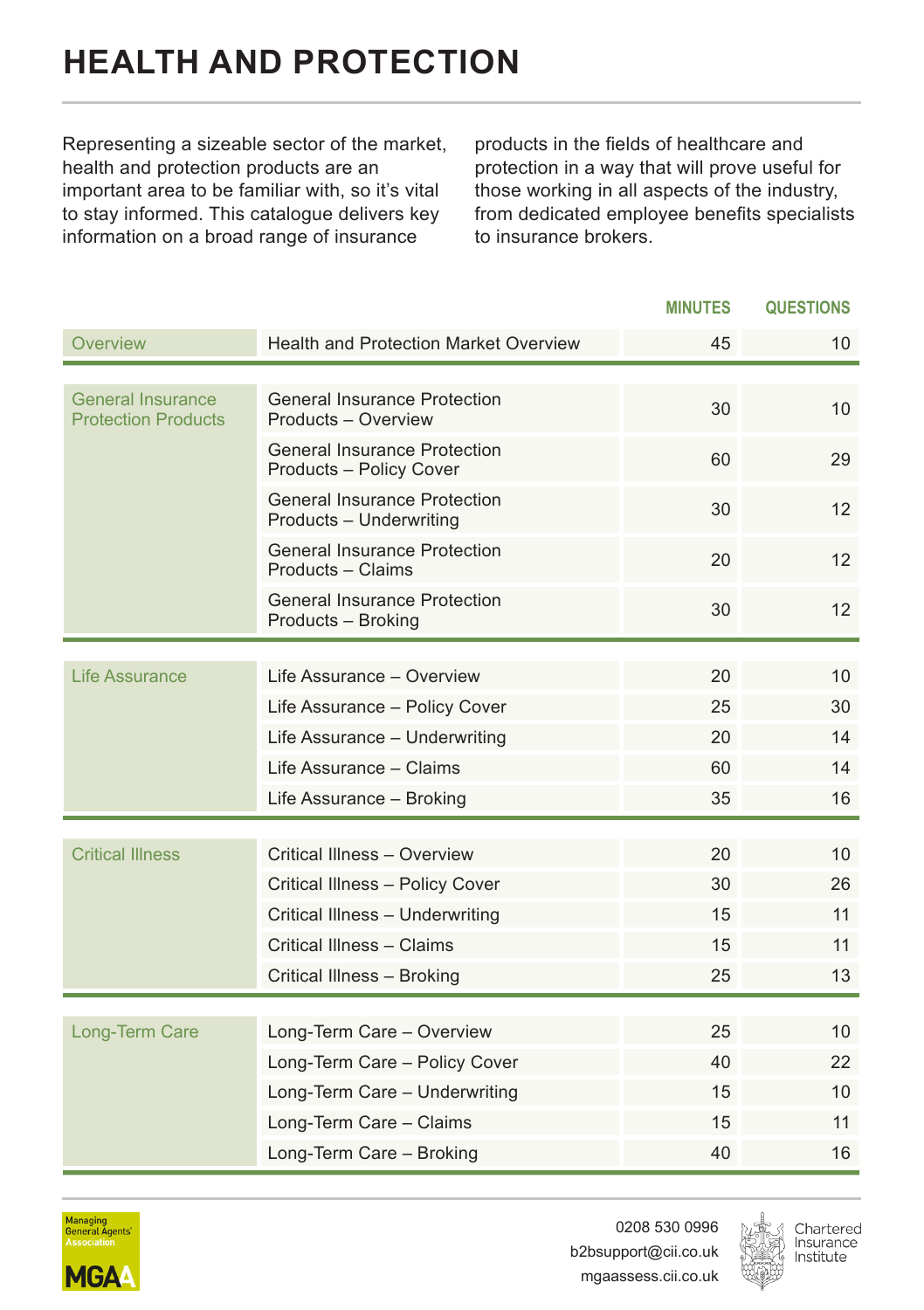# HEALTH AND PROTECTION

Representing a sizeable sector of the market, health and protection products are an important area to be familiar with, so it's vital to stay informed. This catalogue delivers key information on a broad range of insurance products in the fields of healthcare and protection in a way that will prove useful for those working in all aspects of the industry, from dedicated employee benefits specialists to insurance brokers.

| | | MINUTES | QUESTIONS |
|---|---|---|---|
| Overview | Health and Protection Market Overview | 45 | 10 |
| General Insurance Protection Products | General Insurance Protection Products – Overview | 30 | 10 |
| | General Insurance Protection Products – Policy Cover | 60 | 29 |
| | General Insurance Protection Products – Underwriting | 30 | 12 |
| | General Insurance Protection Products – Claims | 20 | 12 |
| | General Insurance Protection Products – Broking | 30 | 12 |
| Life Assurance | Life Assurance – Overview | 20 | 10 |
| | Life Assurance – Policy Cover | 25 | 30 |
| | Life Assurance – Underwriting | 20 | 14 |
| | Life Assurance – Claims | 60 | 14 |
| | Life Assurance – Broking | 35 | 16 |
| Critical Illness | Critical Illness – Overview | 20 | 10 |
| | Critical Illness – Policy Cover | 30 | 26 |
| | Critical Illness – Underwriting | 15 | 11 |
| | Critical Illness – Claims | 15 | 11 |
| | Critical Illness – Broking | 25 | 13 |
| Long-Term Care | Long-Term Care – Overview | 25 | 10 |
| | Long-Term Care – Policy Cover | 40 | 22 |
| | Long-Term Care – Underwriting | 15 | 10 |
| | Long-Term Care – Claims | 15 | 11 |
| | Long-Term Care – Broking | 40 | 16 |

Managing General Agents' Association MGAA

0208 530 0996
b2bsupport@cii.co.uk
mgaassess.cii.co.uk

Chartered Insurance Institute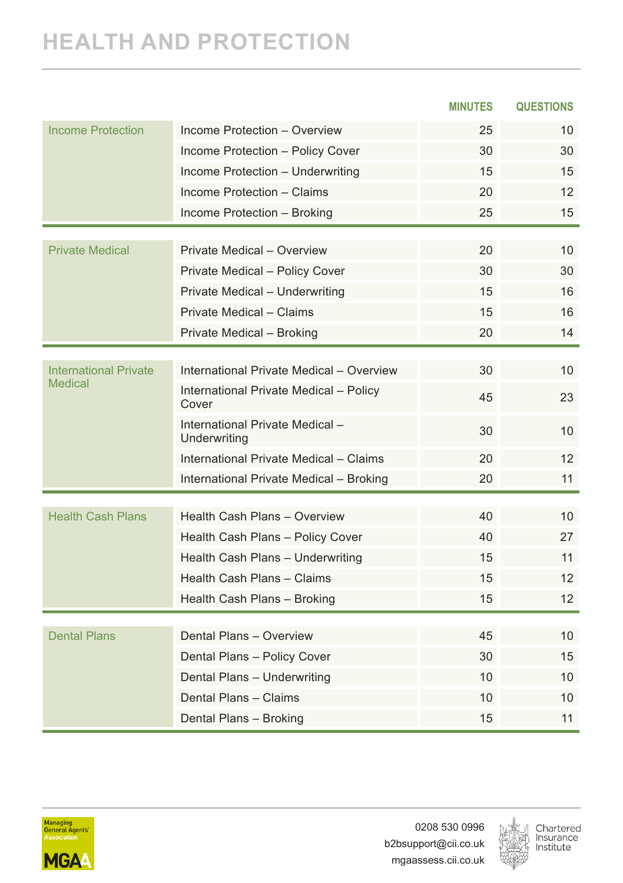# HEALTH AND PROTECTION

| | | MINUTES | QUESTIONS |
|---|---|---|---|
| Income Protection | Income Protection – Overview | 25 | 10 |
| | Income Protection – Policy Cover | 30 | 30 |
| | Income Protection – Underwriting | 15 | 15 |
| | Income Protection – Claims | 20 | 12 |
| | Income Protection – Broking | 25 | 15 |
| Private Medical | Private Medical – Overview | 20 | 10 |
| | Private Medical – Policy Cover | 30 | 30 |
| | Private Medical – Underwriting | 15 | 16 |
| | Private Medical – Claims | 15 | 16 |
| | Private Medical – Broking | 20 | 14 |
| International Private Medical | International Private Medical – Overview | 30 | 10 |
| | International Private Medical – Policy Cover | 45 | 23 |
| | International Private Medical – Underwriting | 30 | 10 |
| | International Private Medical – Claims | 20 | 12 |
| | International Private Medical – Broking | 20 | 11 |
| Health Cash Plans | Health Cash Plans – Overview | 40 | 10 |
| | Health Cash Plans – Policy Cover | 40 | 27 |
| | Health Cash Plans – Underwriting | 15 | 11 |
| | Health Cash Plans – Claims | 15 | 12 |
| | Health Cash Plans – Broking | 15 | 12 |
| Dental Plans | Dental Plans – Overview | 45 | 10 |
| | Dental Plans – Policy Cover | 30 | 15 |
| | Dental Plans – Underwriting | 10 | 10 |
| | Dental Plans – Claims | 10 | 10 |
| | Dental Plans – Broking | 15 | 11 |

Managing General Agents' Association MGAA

0208 530 0996
b2bsupport@cii.co.uk
mgaassess.cii.co.uk

Chartered Insurance Institute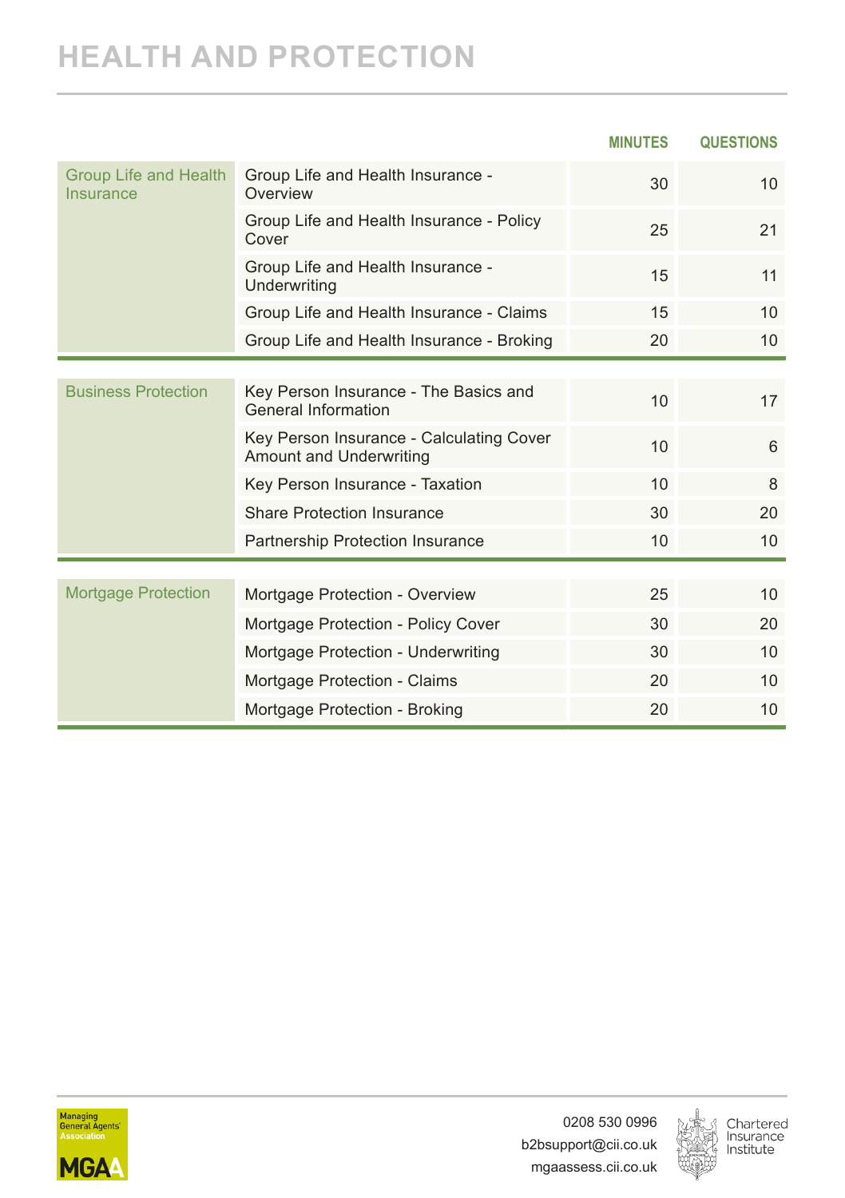# HEALTH AND PROTECTION

| | | MINUTES | QUESTIONS |
|---|---|---|---|
| Group Life and Health Insurance | Group Life and Health Insurance - Overview | 30 | 10 |
| | Group Life and Health Insurance - Policy Cover | 25 | 21 |
| | Group Life and Health Insurance - Underwriting | 15 | 11 |
| | Group Life and Health Insurance - Claims | 15 | 10 |
| | Group Life and Health Insurance - Broking | 20 | 10 |
| Business Protection | Key Person Insurance - The Basics and General Information | 10 | 17 |
| | Key Person Insurance - Calculating Cover Amount and Underwriting | 10 | 6 |
| | Key Person Insurance - Taxation | 10 | 8 |
| | Share Protection Insurance | 30 | 20 |
| | Partnership Protection Insurance | 10 | 10 |
| Mortgage Protection | Mortgage Protection - Overview | 25 | 10 |
| | Mortgage Protection - Policy Cover | 30 | 20 |
| | Mortgage Protection - Underwriting | 30 | 10 |
| | Mortgage Protection - Claims | 20 | 10 |
| | Mortgage Protection - Broking | 20 | 10 |

Managing General Agents' Association MGAA

0208 530 0996
b2bsupport@cii.co.uk
mgaassess.cii.co.uk

Chartered Insurance Institute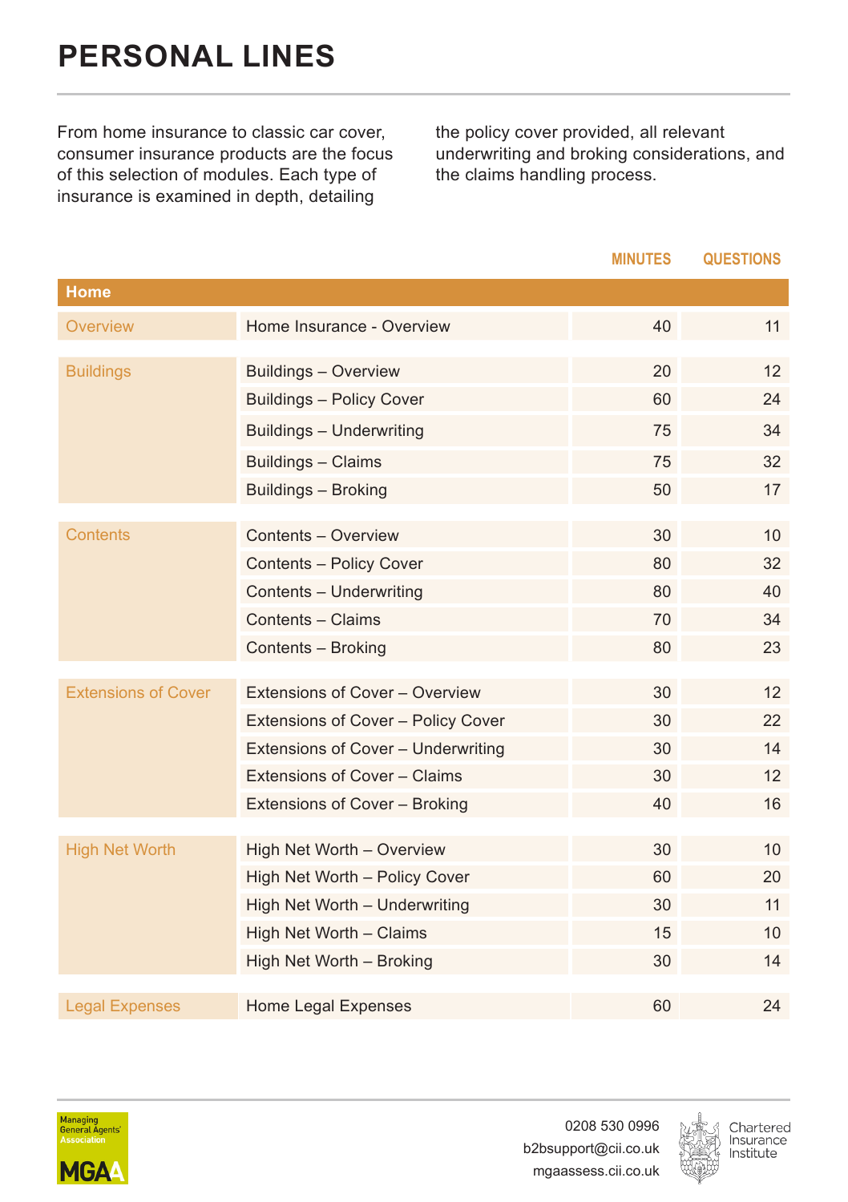# PERSONAL LINES

From home insurance to classic car cover, consumer insurance products are the focus of this selection of modules. Each type of insurance is examined in depth, detailing the policy cover provided, all relevant underwriting and broking considerations, and the claims handling process.

| | | MINUTES | QUESTIONS |
|---|---|---|---|
| **Home** | | | |
| Overview | Home Insurance - Overview | 40 | 11 |
| Buildings | Buildings – Overview | 20 | 12 |
| | Buildings – Policy Cover | 60 | 24 |
| | Buildings – Underwriting | 75 | 34 |
| | Buildings – Claims | 75 | 32 |
| | Buildings – Broking | 50 | 17 |
| Contents | Contents – Overview | 30 | 10 |
| | Contents – Policy Cover | 80 | 32 |
| | Contents – Underwriting | 80 | 40 |
| | Contents – Claims | 70 | 34 |
| | Contents – Broking | 80 | 23 |
| Extensions of Cover | Extensions of Cover – Overview | 30 | 12 |
| | Extensions of Cover – Policy Cover | 30 | 22 |
| | Extensions of Cover – Underwriting | 30 | 14 |
| | Extensions of Cover – Claims | 30 | 12 |
| | Extensions of Cover – Broking | 40 | 16 |
| High Net Worth | High Net Worth – Overview | 30 | 10 |
| | High Net Worth – Policy Cover | 60 | 20 |
| | High Net Worth – Underwriting | 30 | 11 |
| | High Net Worth – Claims | 15 | 10 |
| | High Net Worth – Broking | 30 | 14 |
| Legal Expenses | Home Legal Expenses | 60 | 24 |

Managing General Agents' Association MGAA

0208 530 0996
b2bsupport@cii.co.uk
mgaassess.cii.co.uk

Chartered Insurance Institute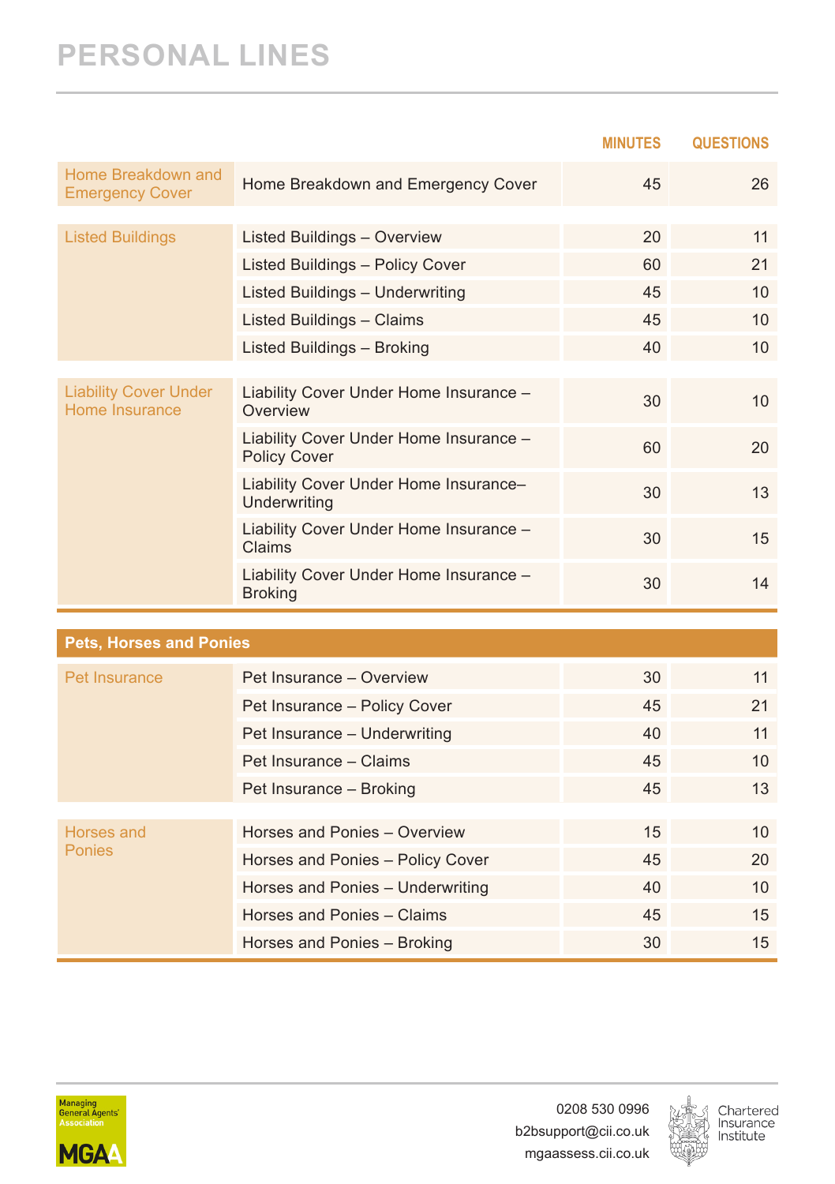# PERSONAL LINES

| | | MINUTES | QUESTIONS |
|---|---|---|---|
| Home Breakdown and Emergency Cover | Home Breakdown and Emergency Cover | 45 | 26 |
| Listed Buildings | Listed Buildings – Overview | 20 | 11 |
| | Listed Buildings – Policy Cover | 60 | 21 |
| | Listed Buildings – Underwriting | 45 | 10 |
| | Listed Buildings – Claims | 45 | 10 |
| | Listed Buildings – Broking | 40 | 10 |
| Liability Cover Under Home Insurance | Liability Cover Under Home Insurance – Overview | 30 | 10 |
| | Liability Cover Under Home Insurance – Policy Cover | 60 | 20 |
| | Liability Cover Under Home Insurance– Underwriting | 30 | 13 |
| | Liability Cover Under Home Insurance – Claims | 30 | 15 |
| | Liability Cover Under Home Insurance – Broking | 30 | 14 |

## Pets, Horses and Ponies

| | | MINUTES | QUESTIONS |
|---|---|---|---|
| Pet Insurance | Pet Insurance – Overview | 30 | 11 |
| | Pet Insurance – Policy Cover | 45 | 21 |
| | Pet Insurance – Underwriting | 40 | 11 |
| | Pet Insurance – Claims | 45 | 10 |
| | Pet Insurance – Broking | 45 | 13 |
| Horses and Ponies | Horses and Ponies – Overview | 15 | 10 |
| | Horses and Ponies – Policy Cover | 45 | 20 |
| | Horses and Ponies – Underwriting | 40 | 10 |
| | Horses and Ponies – Claims | 45 | 15 |
| | Horses and Ponies – Broking | 30 | 15 |

Managing General Agents' Association MGAA

0208 530 0996
b2bsupport@cii.co.uk
mgaassess.cii.co.uk

Chartered Insurance Institute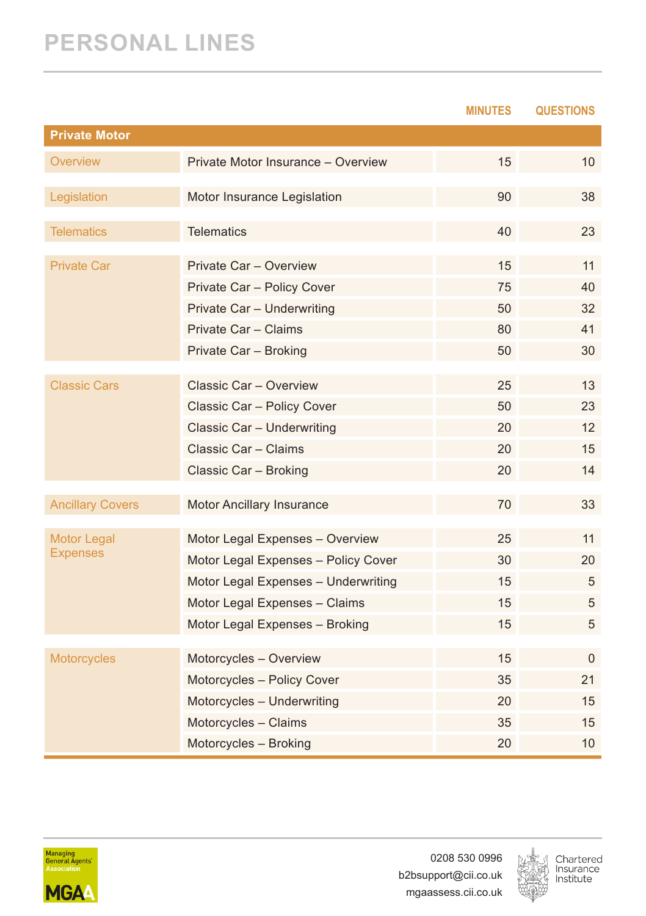# PERSONAL LINES

| | | MINUTES | QUESTIONS |
|---|---|---|---|
| **Private Motor** | | | |
| Overview | Private Motor Insurance – Overview | 15 | 10 |
| Legislation | Motor Insurance Legislation | 90 | 38 |
| Telematics | Telematics | 40 | 23 |
| Private Car | Private Car – Overview | 15 | 11 |
| | Private Car – Policy Cover | 75 | 40 |
| | Private Car – Underwriting | 50 | 32 |
| | Private Car – Claims | 80 | 41 |
| | Private Car – Broking | 50 | 30 |
| Classic Cars | Classic Car – Overview | 25 | 13 |
| | Classic Car – Policy Cover | 50 | 23 |
| | Classic Car – Underwriting | 20 | 12 |
| | Classic Car – Claims | 20 | 15 |
| | Classic Car – Broking | 20 | 14 |
| Ancillary Covers | Motor Ancillary Insurance | 70 | 33 |
| Motor Legal Expenses | Motor Legal Expenses – Overview | 25 | 11 |
| | Motor Legal Expenses – Policy Cover | 30 | 20 |
| | Motor Legal Expenses – Underwriting | 15 | 5 |
| | Motor Legal Expenses – Claims | 15 | 5 |
| | Motor Legal Expenses – Broking | 15 | 5 |
| Motorcycles | Motorcycles – Overview | 15 | 0 |
| | Motorcycles – Policy Cover | 35 | 21 |
| | Motorcycles – Underwriting | 20 | 15 |
| | Motorcycles – Claims | 35 | 15 |
| | Motorcycles – Broking | 20 | 10 |

Managing General Agents' Association MGAA

0208 530 0996
b2bsupport@cii.co.uk
mgaassess.cii.co.uk

Chartered Insurance Institute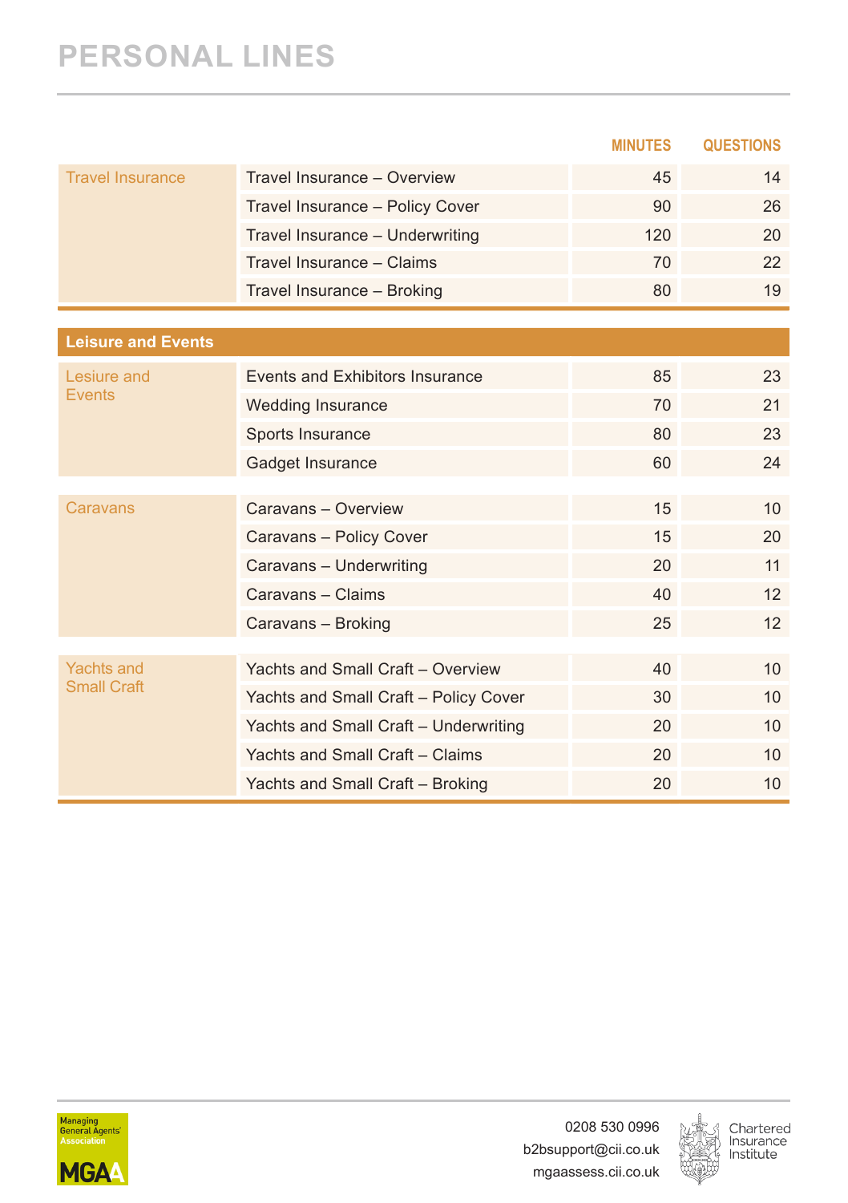# PERSONAL LINES

| | | MINUTES | QUESTIONS |
|---|---|---|---|
| Travel Insurance | Travel Insurance – Overview | 45 | 14 |
| | Travel Insurance – Policy Cover | 90 | 26 |
| | Travel Insurance – Underwriting | 120 | 20 |
| | Travel Insurance – Claims | 70 | 22 |
| | Travel Insurance – Broking | 80 | 19 |

## Leisure and Events

| | | MINUTES | QUESTIONS |
|---|---|---|---|
| Lesiure and Events | Events and Exhibitors Insurance | 85 | 23 |
| | Wedding Insurance | 70 | 21 |
| | Sports Insurance | 80 | 23 |
| | Gadget Insurance | 60 | 24 |
| Caravans | Caravans – Overview | 15 | 10 |
| | Caravans – Policy Cover | 15 | 20 |
| | Caravans – Underwriting | 20 | 11 |
| | Caravans – Claims | 40 | 12 |
| | Caravans – Broking | 25 | 12 |
| Yachts and Small Craft | Yachts and Small Craft – Overview | 40 | 10 |
| | Yachts and Small Craft – Policy Cover | 30 | 10 |
| | Yachts and Small Craft – Underwriting | 20 | 10 |
| | Yachts and Small Craft – Claims | 20 | 10 |
| | Yachts and Small Craft – Broking | 20 | 10 |

0208 530 0996
b2bsupport@cii.co.uk
mgaassess.cii.co.uk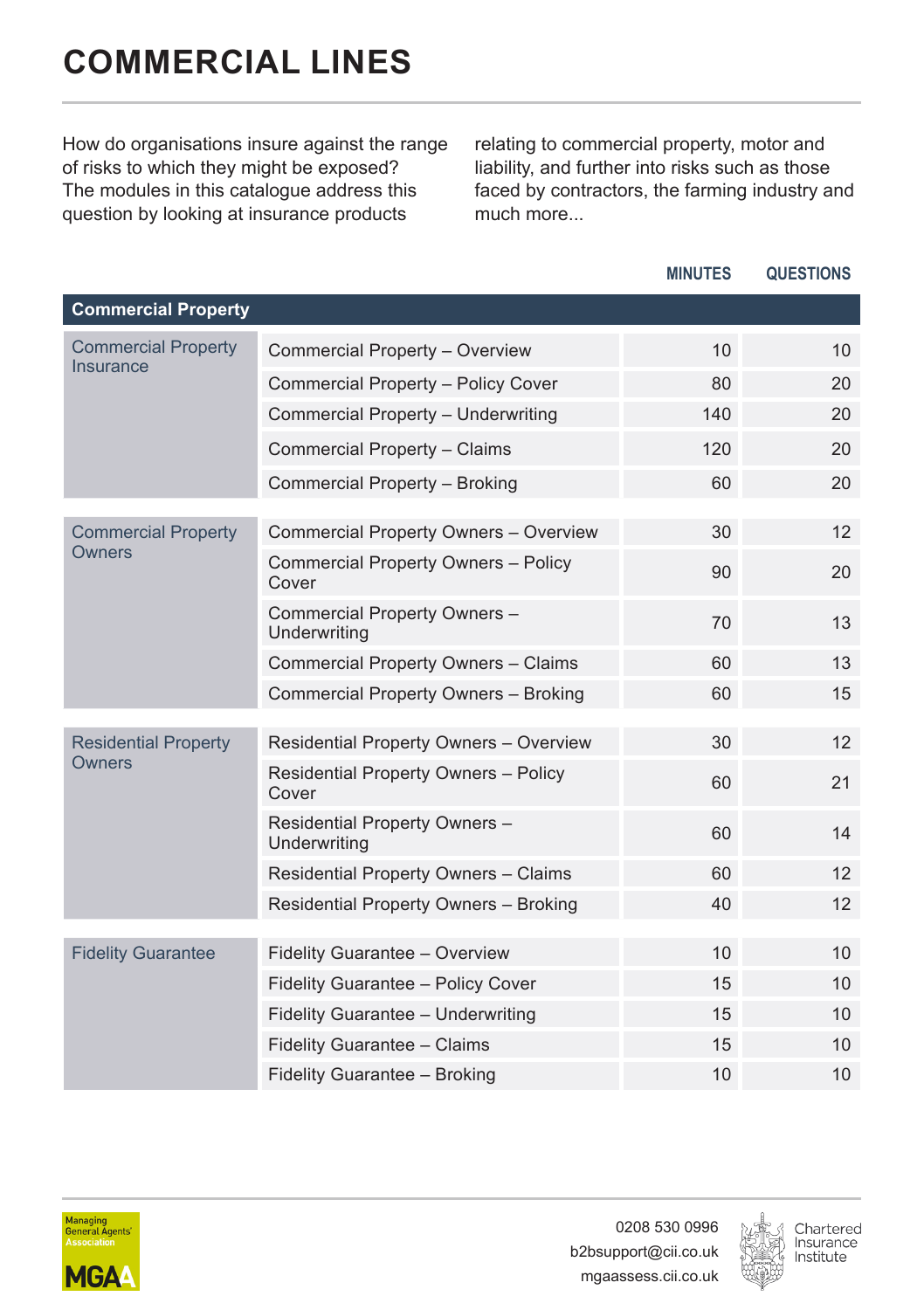# COMMERCIAL LINES

How do organisations insure against the range of risks to which they might be exposed? The modules in this catalogue address this question by looking at insurance products relating to commercial property, motor and liability, and further into risks such as those faced by contractors, the farming industry and much more...

| | | MINUTES | QUESTIONS |
|---|---|---|---|
| **Commercial Property** | | | |
| Commercial Property Insurance | Commercial Property – Overview | 10 | 10 |
| | Commercial Property – Policy Cover | 80 | 20 |
| | Commercial Property – Underwriting | 140 | 20 |
| | Commercial Property – Claims | 120 | 20 |
| | Commercial Property – Broking | 60 | 20 |
| Commercial Property Owners | Commercial Property Owners – Overview | 30 | 12 |
| | Commercial Property Owners – Policy Cover | 90 | 20 |
| | Commercial Property Owners – Underwriting | 70 | 13 |
| | Commercial Property Owners – Claims | 60 | 13 |
| | Commercial Property Owners – Broking | 60 | 15 |
| Residential Property Owners | Residential Property Owners – Overview | 30 | 12 |
| | Residential Property Owners – Policy Cover | 60 | 21 |
| | Residential Property Owners – Underwriting | 60 | 14 |
| | Residential Property Owners – Claims | 60 | 12 |
| | Residential Property Owners – Broking | 40 | 12 |
| Fidelity Guarantee | Fidelity Guarantee – Overview | 10 | 10 |
| | Fidelity Guarantee – Policy Cover | 15 | 10 |
| | Fidelity Guarantee – Underwriting | 15 | 10 |
| | Fidelity Guarantee – Claims | 15 | 10 |
| | Fidelity Guarantee – Broking | 10 | 10 |

Managing General Agents' Association
MGAA

0208 530 0996
b2bsupport@cii.co.uk
mgaassess.cii.co.uk

Chartered Insurance Institute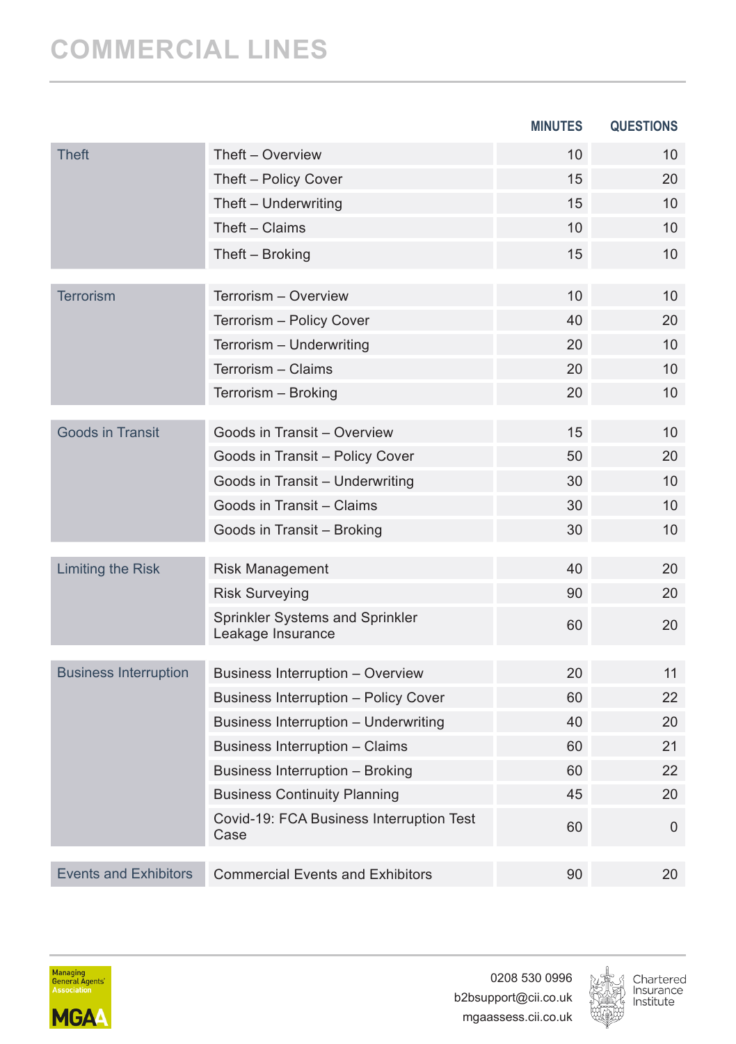# COMMERCIAL LINES

| | | MINUTES | QUESTIONS |
|---|---|---|---|
| Theft | Theft – Overview | 10 | 10 |
| | Theft – Policy Cover | 15 | 20 |
| | Theft – Underwriting | 15 | 10 |
| | Theft – Claims | 10 | 10 |
| | Theft – Broking | 15 | 10 |
| Terrorism | Terrorism – Overview | 10 | 10 |
| | Terrorism – Policy Cover | 40 | 20 |
| | Terrorism – Underwriting | 20 | 10 |
| | Terrorism – Claims | 20 | 10 |
| | Terrorism – Broking | 20 | 10 |
| Goods in Transit | Goods in Transit – Overview | 15 | 10 |
| | Goods in Transit – Policy Cover | 50 | 20 |
| | Goods in Transit – Underwriting | 30 | 10 |
| | Goods in Transit – Claims | 30 | 10 |
| | Goods in Transit – Broking | 30 | 10 |
| Limiting the Risk | Risk Management | 40 | 20 |
| | Risk Surveying | 90 | 20 |
| | Sprinkler Systems and Sprinkler Leakage Insurance | 60 | 20 |
| Business Interruption | Business Interruption – Overview | 20 | 11 |
| | Business Interruption – Policy Cover | 60 | 22 |
| | Business Interruption – Underwriting | 40 | 20 |
| | Business Interruption – Claims | 60 | 21 |
| | Business Interruption – Broking | 60 | 22 |
| | Business Continuity Planning | 45 | 20 |
| | Covid-19: FCA Business Interruption Test Case | 60 | 0 |
| Events and Exhibitors | Commercial Events and Exhibitors | 90 | 20 |

Managing General Agents' Association MGAA

0208 530 0996
b2bsupport@cii.co.uk
mgaassess.cii.co.uk

Chartered Insurance Institute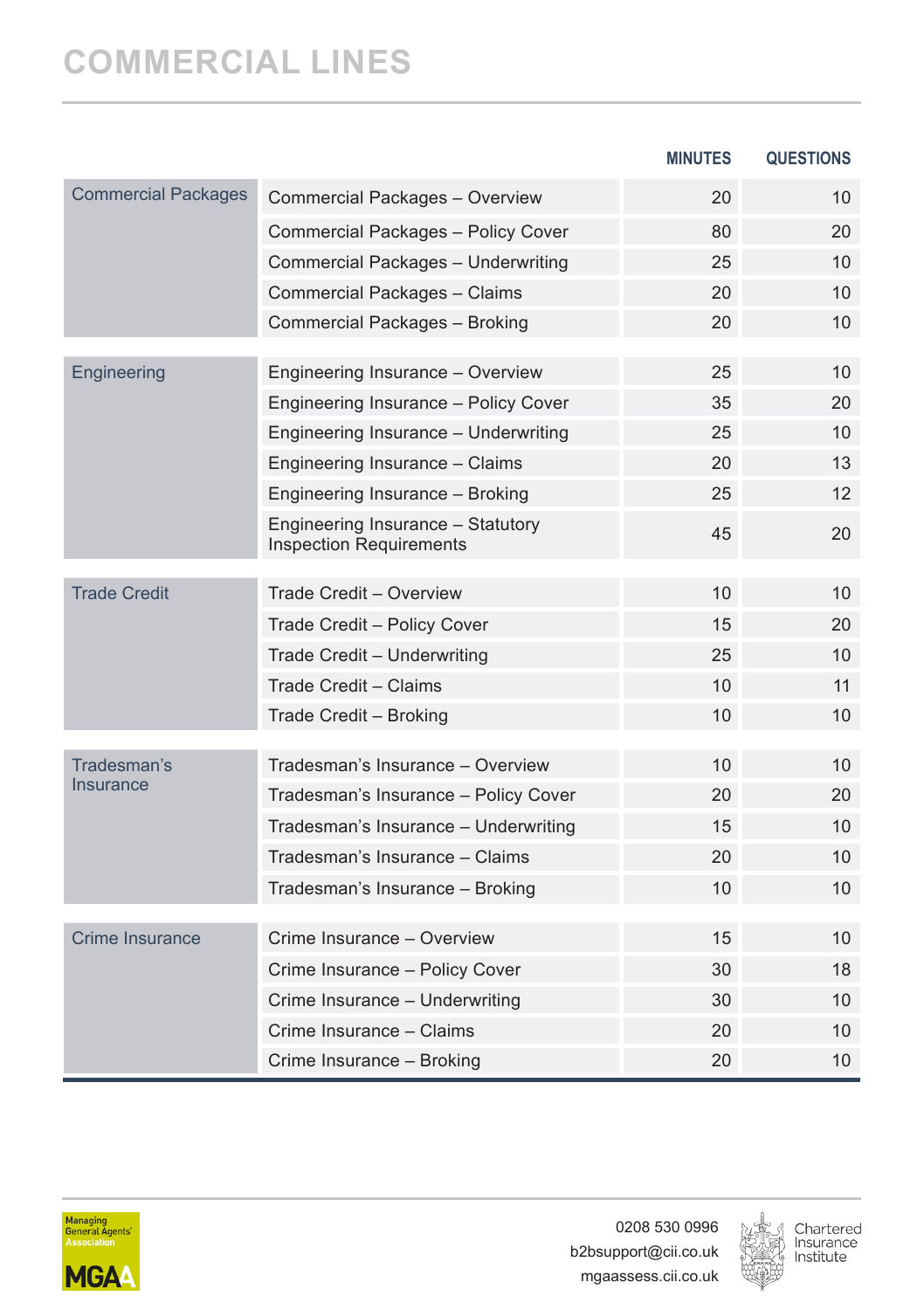# COMMERCIAL LINES

| | | MINUTES | QUESTIONS |
|---|---|---|---|
| Commercial Packages | Commercial Packages – Overview | 20 | 10 |
| | Commercial Packages – Policy Cover | 80 | 20 |
| | Commercial Packages – Underwriting | 25 | 10 |
| | Commercial Packages – Claims | 20 | 10 |
| | Commercial Packages – Broking | 20 | 10 |
| Engineering | Engineering Insurance – Overview | 25 | 10 |
| | Engineering Insurance – Policy Cover | 35 | 20 |
| | Engineering Insurance – Underwriting | 25 | 10 |
| | Engineering Insurance – Claims | 20 | 13 |
| | Engineering Insurance – Broking | 25 | 12 |
| | Engineering Insurance – Statutory Inspection Requirements | 45 | 20 |
| Trade Credit | Trade Credit – Overview | 10 | 10 |
| | Trade Credit – Policy Cover | 15 | 20 |
| | Trade Credit – Underwriting | 25 | 10 |
| | Trade Credit – Claims | 10 | 11 |
| | Trade Credit – Broking | 10 | 10 |
| Tradesman's Insurance | Tradesman's Insurance – Overview | 10 | 10 |
| | Tradesman's Insurance – Policy Cover | 20 | 20 |
| | Tradesman's Insurance – Underwriting | 15 | 10 |
| | Tradesman's Insurance – Claims | 20 | 10 |
| | Tradesman's Insurance – Broking | 10 | 10 |
| Crime Insurance | Crime Insurance – Overview | 15 | 10 |
| | Crime Insurance – Policy Cover | 30 | 18 |
| | Crime Insurance – Underwriting | 30 | 10 |
| | Crime Insurance – Claims | 20 | 10 |
| | Crime Insurance – Broking | 20 | 10 |

Managing General Agents' Association MGAA

0208 530 0996
b2bsupport@cii.co.uk
mgaassess.cii.co.uk

Chartered Insurance Institute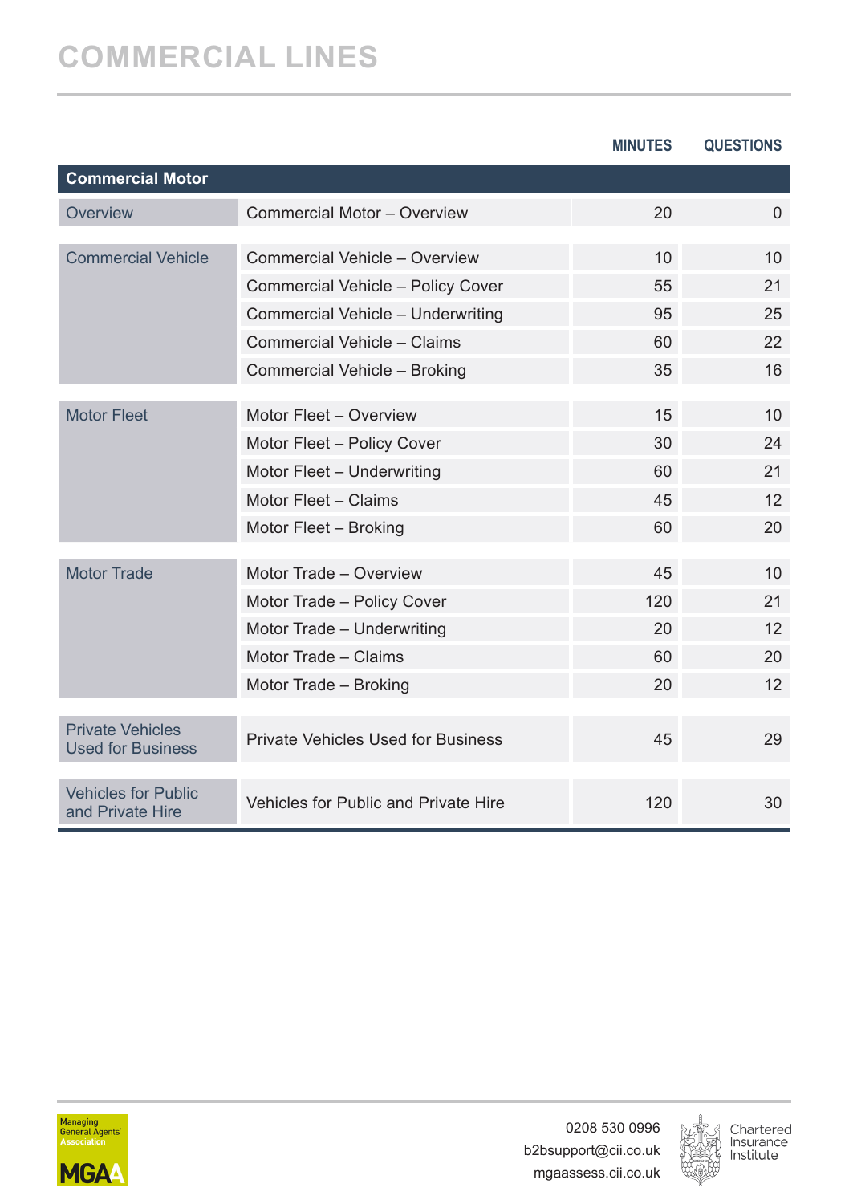# COMMERCIAL LINES

| Commercial Motor | | MINUTES | QUESTIONS |
|---|---|---|---|
| Overview | Commercial Motor – Overview | 20 | 0 |
| Commercial Vehicle | Commercial Vehicle – Overview | 10 | 10 |
| | Commercial Vehicle – Policy Cover | 55 | 21 |
| | Commercial Vehicle – Underwriting | 95 | 25 |
| | Commercial Vehicle – Claims | 60 | 22 |
| | Commercial Vehicle – Broking | 35 | 16 |
| Motor Fleet | Motor Fleet – Overview | 15 | 10 |
| | Motor Fleet – Policy Cover | 30 | 24 |
| | Motor Fleet – Underwriting | 60 | 21 |
| | Motor Fleet – Claims | 45 | 12 |
| | Motor Fleet – Broking | 60 | 20 |
| Motor Trade | Motor Trade – Overview | 45 | 10 |
| | Motor Trade – Policy Cover | 120 | 21 |
| | Motor Trade – Underwriting | 20 | 12 |
| | Motor Trade – Claims | 60 | 20 |
| | Motor Trade – Broking | 20 | 12 |
| Private Vehicles Used for Business | Private Vehicles Used for Business | 45 | 29 |
| Vehicles for Public and Private Hire | Vehicles for Public and Private Hire | 120 | 30 |

Managing General Agents' Association MGAA

0208 530 0996
b2bsupport@cii.co.uk
mgaassess.cii.co.uk

Chartered Insurance Institute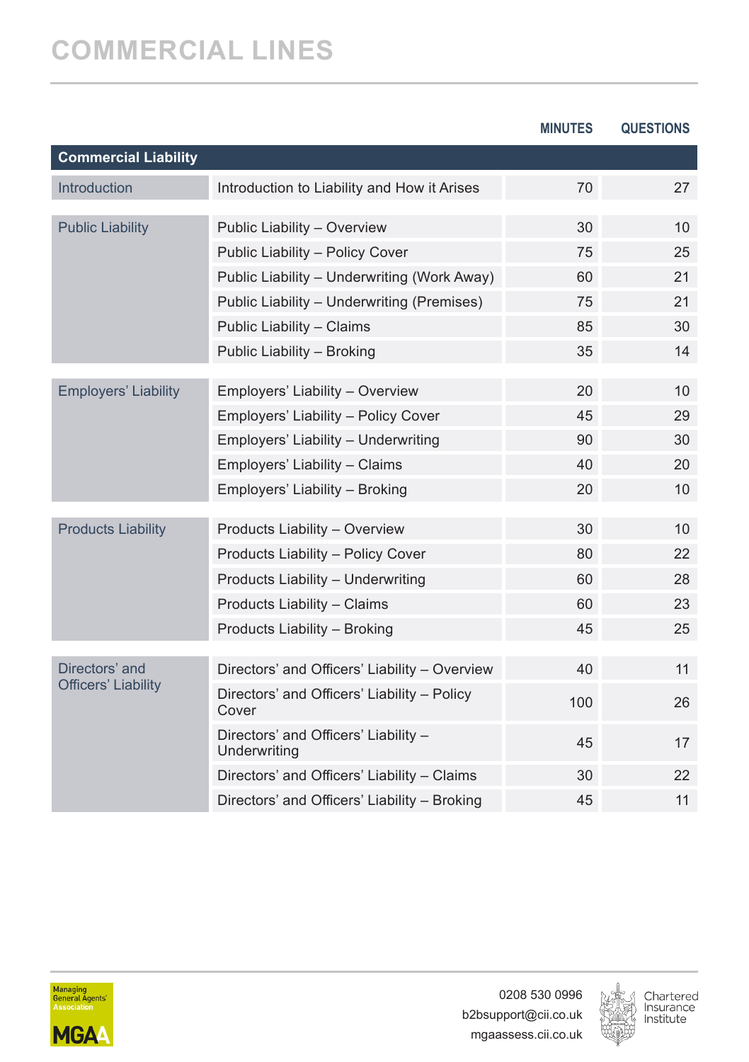# COMMERCIAL LINES

| | | MINUTES | QUESTIONS |
|---|---|---|---|
| **Commercial Liability** | | | |
| Introduction | Introduction to Liability and How it Arises | 70 | 27 |
| Public Liability | Public Liability – Overview | 30 | 10 |
| | Public Liability – Policy Cover | 75 | 25 |
| | Public Liability – Underwriting (Work Away) | 60 | 21 |
| | Public Liability – Underwriting (Premises) | 75 | 21 |
| | Public Liability – Claims | 85 | 30 |
| | Public Liability – Broking | 35 | 14 |
| Employers' Liability | Employers' Liability – Overview | 20 | 10 |
| | Employers' Liability – Policy Cover | 45 | 29 |
| | Employers' Liability – Underwriting | 90 | 30 |
| | Employers' Liability – Claims | 40 | 20 |
| | Employers' Liability – Broking | 20 | 10 |
| Products Liability | Products Liability – Overview | 30 | 10 |
| | Products Liability – Policy Cover | 80 | 22 |
| | Products Liability – Underwriting | 60 | 28 |
| | Products Liability – Claims | 60 | 23 |
| | Products Liability – Broking | 45 | 25 |
| Directors' and Officers' Liability | Directors' and Officers' Liability – Overview | 40 | 11 |
| | Directors' and Officers' Liability – Policy Cover | 100 | 26 |
| | Directors' and Officers' Liability – Underwriting | 45 | 17 |
| | Directors' and Officers' Liability – Claims | 30 | 22 |
| | Directors' and Officers' Liability – Broking | 45 | 11 |

0208 530 0996
b2bsupport@cii.co.uk
mgaassess.cii.co.uk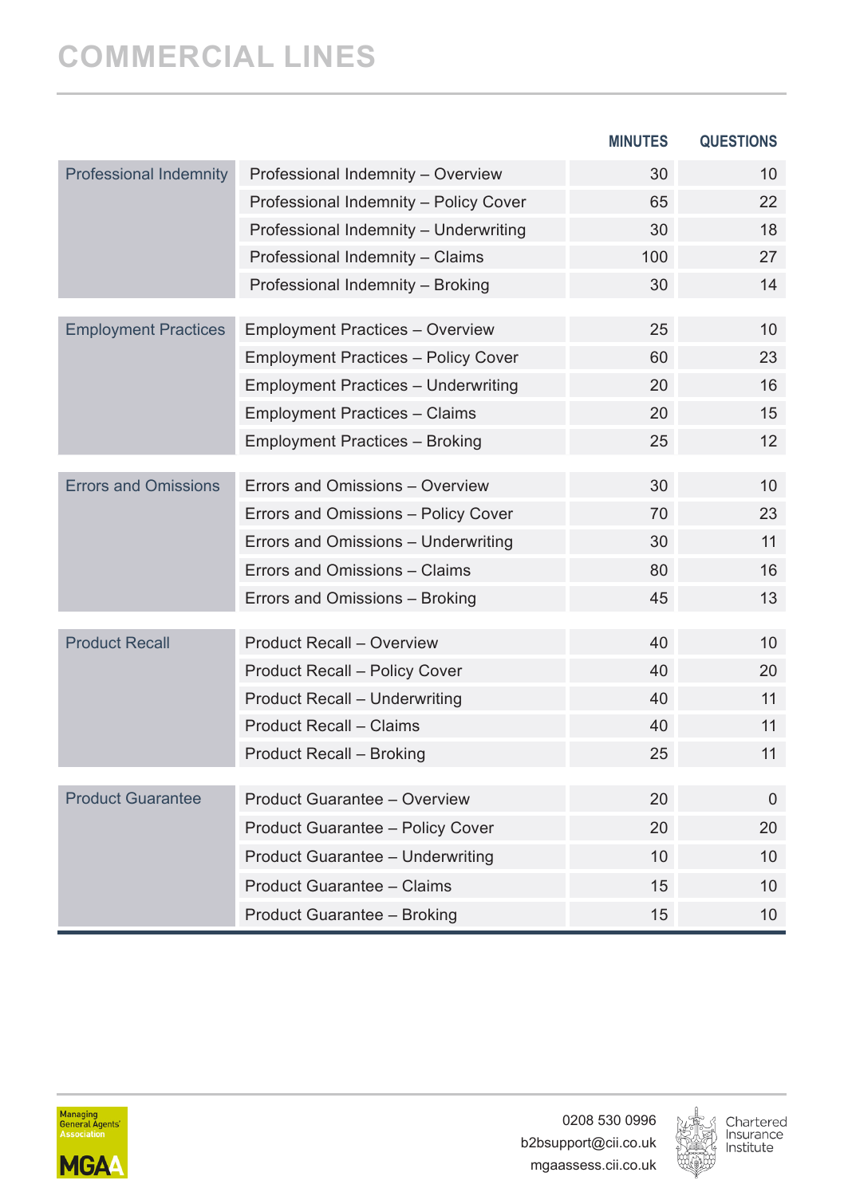# COMMERCIAL LINES

| | | MINUTES | QUESTIONS |
|---|---|---|---|
| Professional Indemnity | Professional Indemnity – Overview | 30 | 10 |
| | Professional Indemnity – Policy Cover | 65 | 22 |
| | Professional Indemnity – Underwriting | 30 | 18 |
| | Professional Indemnity – Claims | 100 | 27 |
| | Professional Indemnity – Broking | 30 | 14 |
| Employment Practices | Employment Practices – Overview | 25 | 10 |
| | Employment Practices – Policy Cover | 60 | 23 |
| | Employment Practices – Underwriting | 20 | 16 |
| | Employment Practices – Claims | 20 | 15 |
| | Employment Practices – Broking | 25 | 12 |
| Errors and Omissions | Errors and Omissions – Overview | 30 | 10 |
| | Errors and Omissions – Policy Cover | 70 | 23 |
| | Errors and Omissions – Underwriting | 30 | 11 |
| | Errors and Omissions – Claims | 80 | 16 |
| | Errors and Omissions – Broking | 45 | 13 |
| Product Recall | Product Recall – Overview | 40 | 10 |
| | Product Recall – Policy Cover | 40 | 20 |
| | Product Recall – Underwriting | 40 | 11 |
| | Product Recall – Claims | 40 | 11 |
| | Product Recall – Broking | 25 | 11 |
| Product Guarantee | Product Guarantee – Overview | 20 | 0 |
| | Product Guarantee – Policy Cover | 20 | 20 |
| | Product Guarantee – Underwriting | 10 | 10 |
| | Product Guarantee – Claims | 15 | 10 |
| | Product Guarantee – Broking | 15 | 10 |

Managing General Agents' Association MGAA

0208 530 0996
b2bsupport@cii.co.uk
mgaassess.cii.co.uk

Chartered Insurance Institute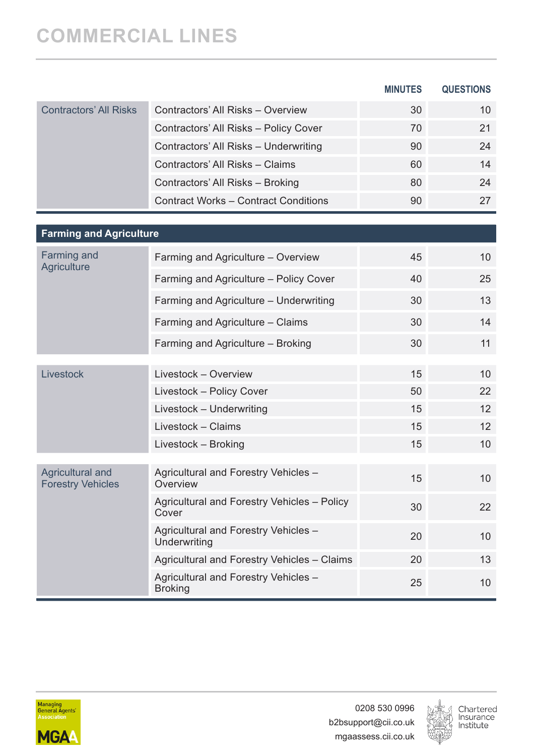# COMMERCIAL LINES

| | | MINUTES | QUESTIONS |
|---|---|---|---|
| Contractors' All Risks | Contractors' All Risks – Overview | 30 | 10 |
| | Contractors' All Risks – Policy Cover | 70 | 21 |
| | Contractors' All Risks – Underwriting | 90 | 24 |
| | Contractors' All Risks – Claims | 60 | 14 |
| | Contractors' All Risks – Broking | 80 | 24 |
| | Contract Works – Contract Conditions | 90 | 27 |

## Farming and Agriculture

| | | MINUTES | QUESTIONS |
|---|---|---|---|
| Farming and Agriculture | Farming and Agriculture – Overview | 45 | 10 |
| | Farming and Agriculture – Policy Cover | 40 | 25 |
| | Farming and Agriculture – Underwriting | 30 | 13 |
| | Farming and Agriculture – Claims | 30 | 14 |
| | Farming and Agriculture – Broking | 30 | 11 |
| Livestock | Livestock – Overview | 15 | 10 |
| | Livestock – Policy Cover | 50 | 22 |
| | Livestock – Underwriting | 15 | 12 |
| | Livestock – Claims | 15 | 12 |
| | Livestock – Broking | 15 | 10 |
| Agricultural and Forestry Vehicles | Agricultural and Forestry Vehicles – Overview | 15 | 10 |
| | Agricultural and Forestry Vehicles – Policy Cover | 30 | 22 |
| | Agricultural and Forestry Vehicles – Underwriting | 20 | 10 |
| | Agricultural and Forestry Vehicles – Claims | 20 | 13 |
| | Agricultural and Forestry Vehicles – Broking | 25 | 10 |

0208 530 0996
b2bsupport@cii.co.uk
mgaassess.cii.co.uk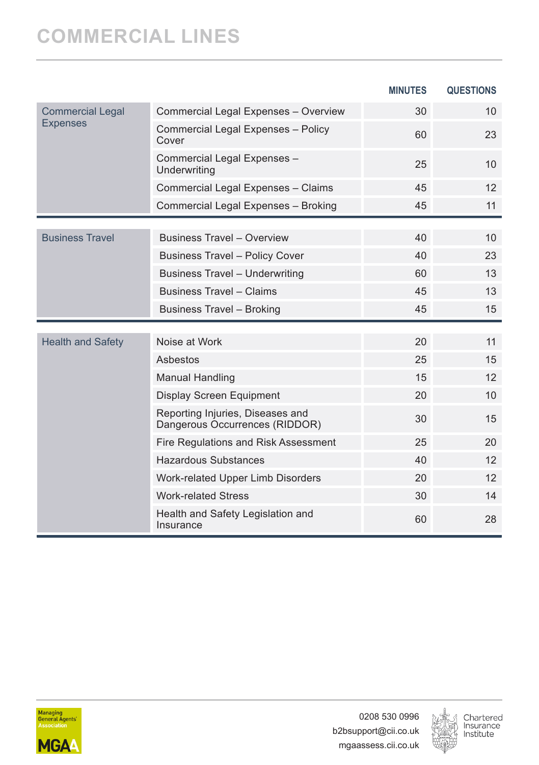# COMMERCIAL LINES

| | | MINUTES | QUESTIONS |
|---|---|---|---|
| Commercial Legal Expenses | Commercial Legal Expenses – Overview | 30 | 10 |
| | Commercial Legal Expenses – Policy Cover | 60 | 23 |
| | Commercial Legal Expenses – Underwriting | 25 | 10 |
| | Commercial Legal Expenses – Claims | 45 | 12 |
| | Commercial Legal Expenses – Broking | 45 | 11 |
| Business Travel | Business Travel – Overview | 40 | 10 |
| | Business Travel – Policy Cover | 40 | 23 |
| | Business Travel – Underwriting | 60 | 13 |
| | Business Travel – Claims | 45 | 13 |
| | Business Travel – Broking | 45 | 15 |
| Health and Safety | Noise at Work | 20 | 11 |
| | Asbestos | 25 | 15 |
| | Manual Handling | 15 | 12 |
| | Display Screen Equipment | 20 | 10 |
| | Reporting Injuries, Diseases and Dangerous Occurrences (RIDDOR) | 30 | 15 |
| | Fire Regulations and Risk Assessment | 25 | 20 |
| | Hazardous Substances | 40 | 12 |
| | Work-related Upper Limb Disorders | 20 | 12 |
| | Work-related Stress | 30 | 14 |
| | Health and Safety Legislation and Insurance | 60 | 28 |

Managing General Agents' Association MGAA

0208 530 0996
b2bsupport@cii.co.uk
mgaassess.cii.co.uk

Chartered Insurance Institute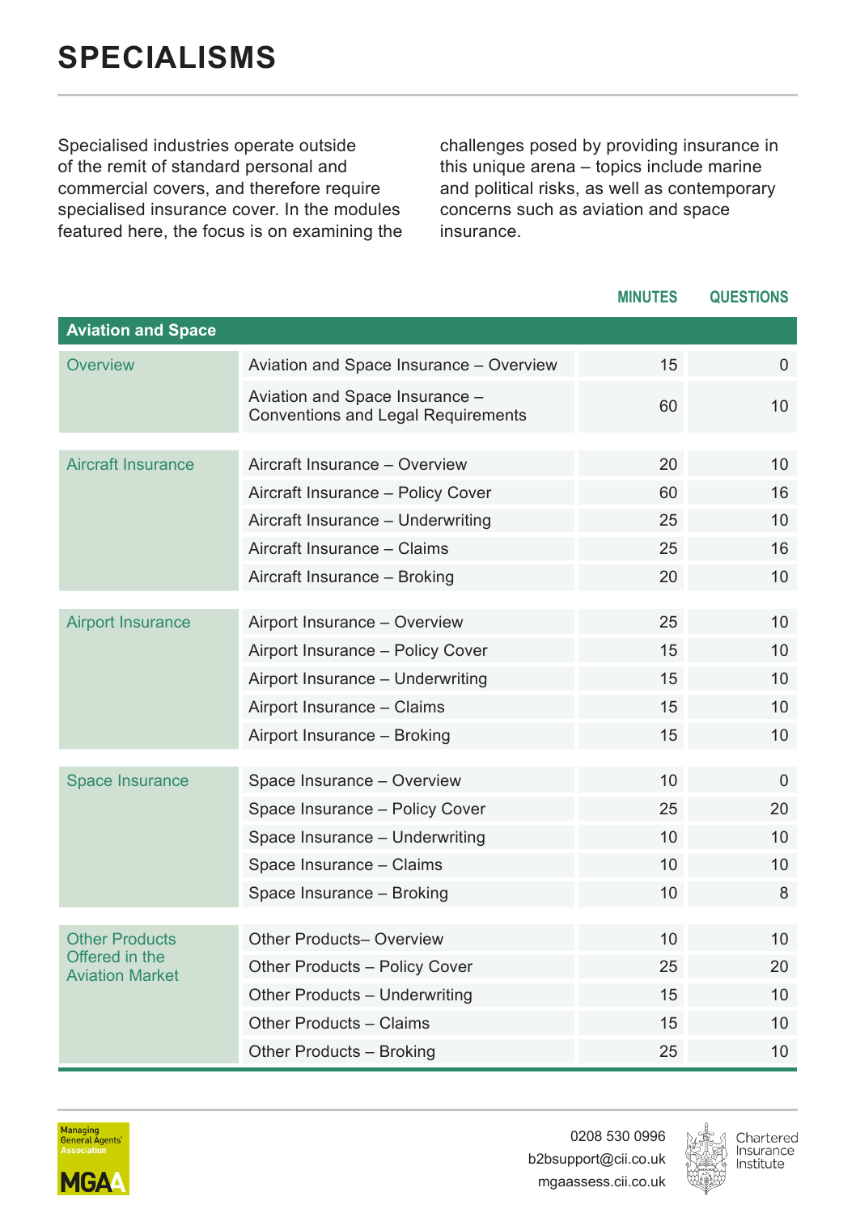# SPECIALISMS

Specialised industries operate outside of the remit of standard personal and commercial covers, and therefore require specialised insurance cover. In the modules featured here, the focus is on examining the challenges posed by providing insurance in this unique arena – topics include marine and political risks, as well as contemporary concerns such as aviation and space insurance.

| Aviation and Space | | MINUTES | QUESTIONS |
|---|---|---|---|
| Overview | Aviation and Space Insurance – Overview | 15 | 0 |
| | Aviation and Space Insurance – Conventions and Legal Requirements | 60 | 10 |
| Aircraft Insurance | Aircraft Insurance – Overview | 20 | 10 |
| | Aircraft Insurance – Policy Cover | 60 | 16 |
| | Aircraft Insurance – Underwriting | 25 | 10 |
| | Aircraft Insurance – Claims | 25 | 16 |
| | Aircraft Insurance – Broking | 20 | 10 |
| Airport Insurance | Airport Insurance – Overview | 25 | 10 |
| | Airport Insurance – Policy Cover | 15 | 10 |
| | Airport Insurance – Underwriting | 15 | 10 |
| | Airport Insurance – Claims | 15 | 10 |
| | Airport Insurance – Broking | 15 | 10 |
| Space Insurance | Space Insurance – Overview | 10 | 0 |
| | Space Insurance – Policy Cover | 25 | 20 |
| | Space Insurance – Underwriting | 10 | 10 |
| | Space Insurance – Claims | 10 | 10 |
| | Space Insurance – Broking | 10 | 8 |
| Other Products Offered in the Aviation Market | Other Products– Overview | 10 | 10 |
| | Other Products – Policy Cover | 25 | 20 |
| | Other Products – Underwriting | 15 | 10 |
| | Other Products – Claims | 15 | 10 |
| | Other Products – Broking | 25 | 10 |

Managing General Agents' Association MGAA

0208 530 0996
b2bsupport@cii.co.uk
mgaassess.cii.co.uk

Chartered Insurance Institute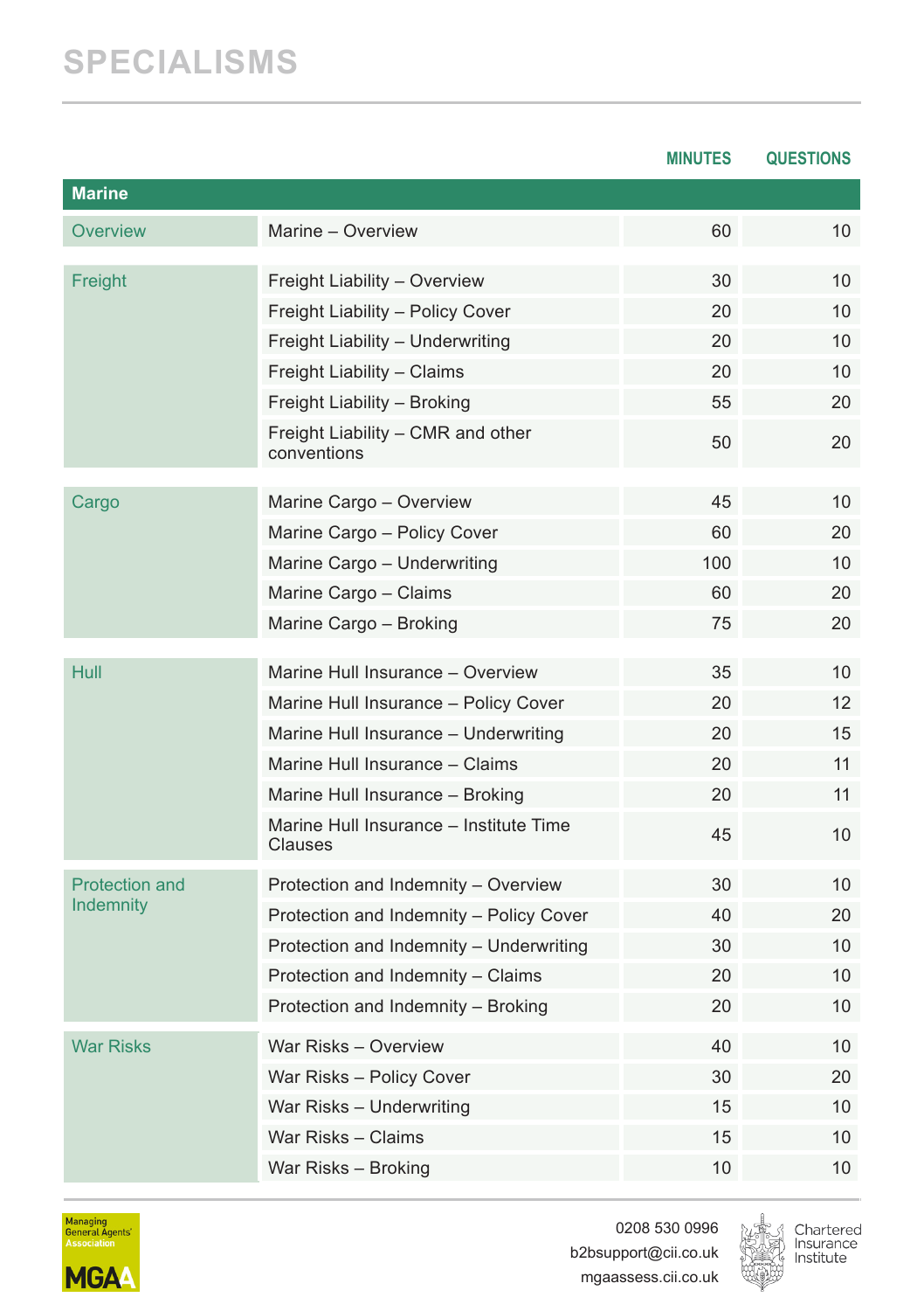# SPECIALISMS

| | | MINUTES | QUESTIONS |
|---|---|---|---|
| **Marine** | | | |
| Overview | Marine – Overview | 60 | 10 |
| Freight | Freight Liability – Overview | 30 | 10 |
| | Freight Liability – Policy Cover | 20 | 10 |
| | Freight Liability – Underwriting | 20 | 10 |
| | Freight Liability – Claims | 20 | 10 |
| | Freight Liability – Broking | 55 | 20 |
| | Freight Liability – CMR and other conventions | 50 | 20 |
| Cargo | Marine Cargo – Overview | 45 | 10 |
| | Marine Cargo – Policy Cover | 60 | 20 |
| | Marine Cargo – Underwriting | 100 | 10 |
| | Marine Cargo – Claims | 60 | 20 |
| | Marine Cargo – Broking | 75 | 20 |
| Hull | Marine Hull Insurance – Overview | 35 | 10 |
| | Marine Hull Insurance – Policy Cover | 20 | 12 |
| | Marine Hull Insurance – Underwriting | 20 | 15 |
| | Marine Hull Insurance – Claims | 20 | 11 |
| | Marine Hull Insurance – Broking | 20 | 11 |
| | Marine Hull Insurance – Institute Time Clauses | 45 | 10 |
| Protection and Indemnity | Protection and Indemnity – Overview | 30 | 10 |
| | Protection and Indemnity – Policy Cover | 40 | 20 |
| | Protection and Indemnity – Underwriting | 30 | 10 |
| | Protection and Indemnity – Claims | 20 | 10 |
| | Protection and Indemnity – Broking | 20 | 10 |
| War Risks | War Risks – Overview | 40 | 10 |
| | War Risks – Policy Cover | 30 | 20 |
| | War Risks – Underwriting | 15 | 10 |
| | War Risks – Claims | 15 | 10 |
| | War Risks – Broking | 10 | 10 |

Managing General Agents' Association MGAA

0208 530 0996
b2bsupport@cii.co.uk
mgaassess.cii.co.uk

Chartered Insurance Institute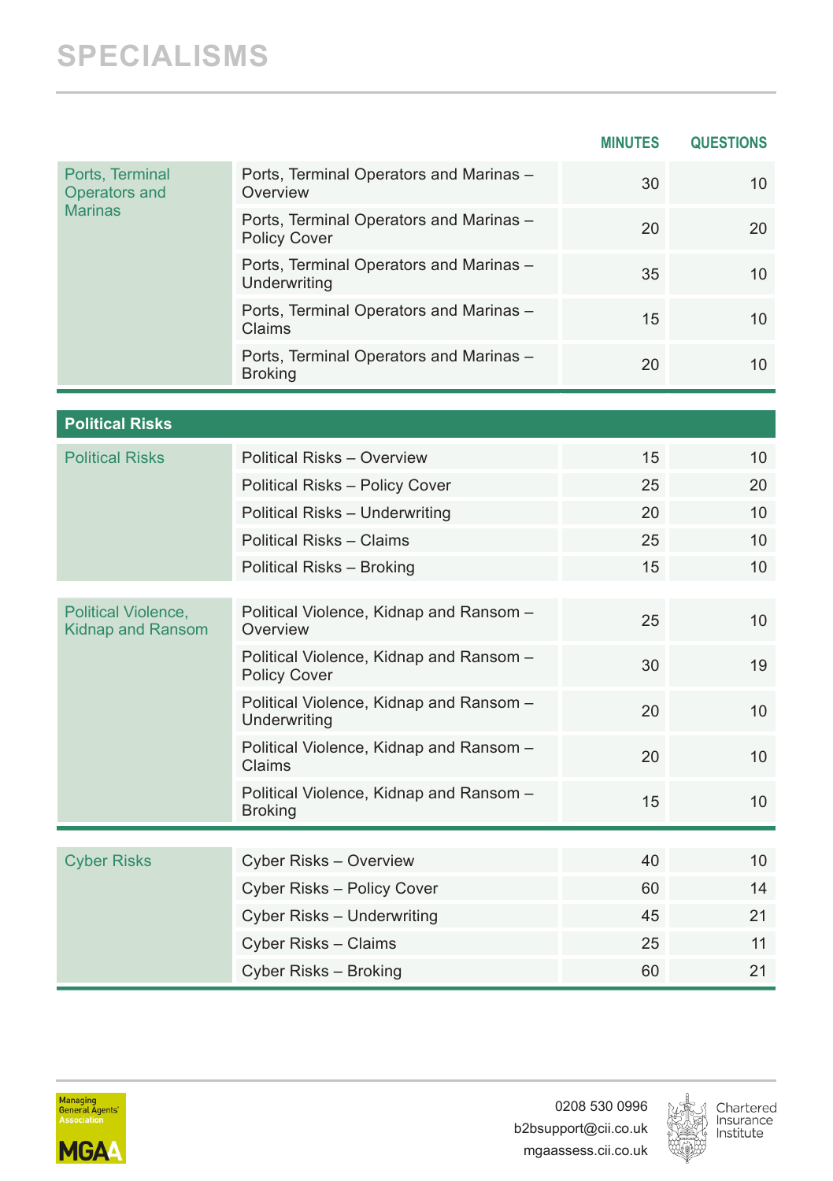# SPECIALISMS

| | | MINUTES | QUESTIONS |
|---|---|---|---|
| Ports, Terminal Operators and Marinas | Ports, Terminal Operators and Marinas – Overview | 30 | 10 |
| | Ports, Terminal Operators and Marinas – Policy Cover | 20 | 20 |
| | Ports, Terminal Operators and Marinas – Underwriting | 35 | 10 |
| | Ports, Terminal Operators and Marinas – Claims | 15 | 10 |
| | Ports, Terminal Operators and Marinas – Broking | 20 | 10 |

## Political Risks

| | | MINUTES | QUESTIONS |
|---|---|---|---|
| Political Risks | Political Risks – Overview | 15 | 10 |
| | Political Risks – Policy Cover | 25 | 20 |
| | Political Risks – Underwriting | 20 | 10 |
| | Political Risks – Claims | 25 | 10 |
| | Political Risks – Broking | 15 | 10 |
| Political Violence, Kidnap and Ransom | Political Violence, Kidnap and Ransom – Overview | 25 | 10 |
| | Political Violence, Kidnap and Ransom – Policy Cover | 30 | 19 |
| | Political Violence, Kidnap and Ransom – Underwriting | 20 | 10 |
| | Political Violence, Kidnap and Ransom – Claims | 20 | 10 |
| | Political Violence, Kidnap and Ransom – Broking | 15 | 10 |

| | | MINUTES | QUESTIONS |
|---|---|---|---|
| Cyber Risks | Cyber Risks – Overview | 40 | 10 |
| | Cyber Risks – Policy Cover | 60 | 14 |
| | Cyber Risks – Underwriting | 45 | 21 |
| | Cyber Risks – Claims | 25 | 11 |
| | Cyber Risks – Broking | 60 | 21 |

0208 530 0996
b2bsupport@cii.co.uk
mgaassess.cii.co.uk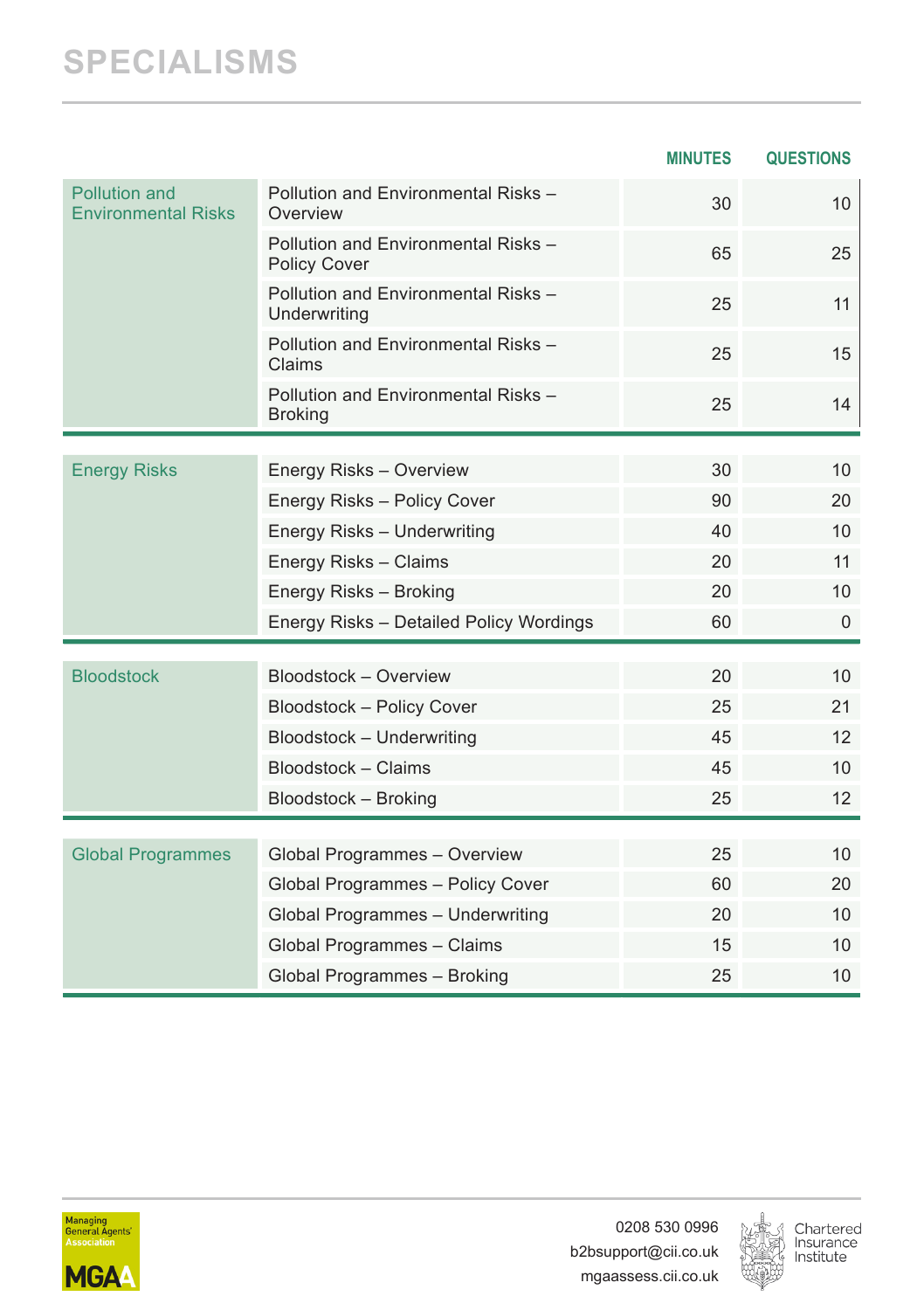# SPECIALISMS

| | | MINUTES | QUESTIONS |
|---|---|---|---|
| Pollution and Environmental Risks | Pollution and Environmental Risks – Overview | 30 | 10 |
| | Pollution and Environmental Risks – Policy Cover | 65 | 25 |
| | Pollution and Environmental Risks – Underwriting | 25 | 11 |
| | Pollution and Environmental Risks – Claims | 25 | 15 |
| | Pollution and Environmental Risks – Broking | 25 | 14 |
| Energy Risks | Energy Risks – Overview | 30 | 10 |
| | Energy Risks – Policy Cover | 90 | 20 |
| | Energy Risks – Underwriting | 40 | 10 |
| | Energy Risks – Claims | 20 | 11 |
| | Energy Risks – Broking | 20 | 10 |
| | Energy Risks – Detailed Policy Wordings | 60 | 0 |
| Bloodstock | Bloodstock – Overview | 20 | 10 |
| | Bloodstock – Policy Cover | 25 | 21 |
| | Bloodstock – Underwriting | 45 | 12 |
| | Bloodstock – Claims | 45 | 10 |
| | Bloodstock – Broking | 25 | 12 |
| Global Programmes | Global Programmes – Overview | 25 | 10 |
| | Global Programmes – Policy Cover | 60 | 20 |
| | Global Programmes – Underwriting | 20 | 10 |
| | Global Programmes – Claims | 15 | 10 |
| | Global Programmes – Broking | 25 | 10 |

0208 530 0996
b2bsupport@cii.co.uk
mgaassess.cii.co.uk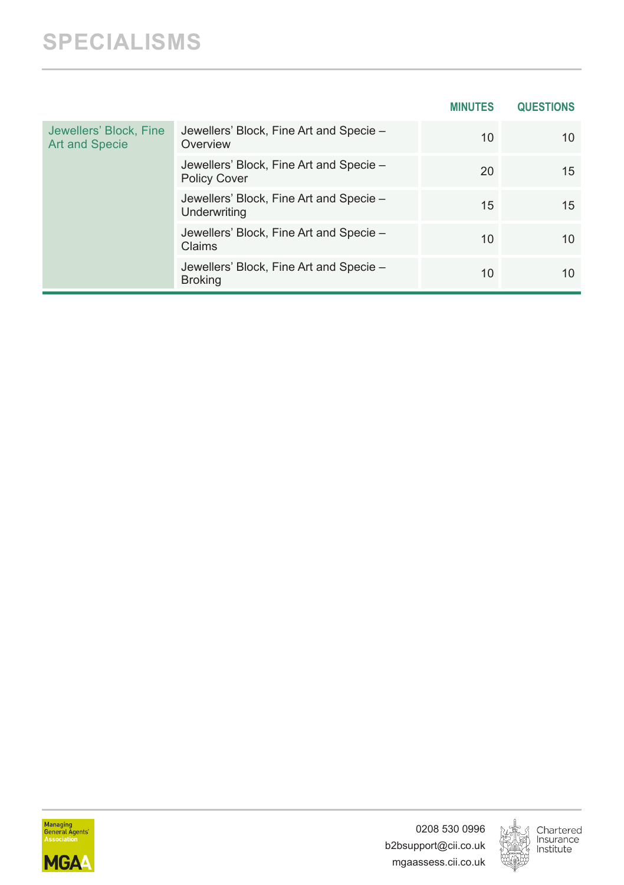# SPECIALISMS

| | | MINUTES | QUESTIONS |
|---|---|---|---|
| Jewellers' Block, Fine Art and Specie | Jewellers' Block, Fine Art and Specie – Overview | 10 | 10 |
| | Jewellers' Block, Fine Art and Specie – Policy Cover | 20 | 15 |
| | Jewellers' Block, Fine Art and Specie – Underwriting | 15 | 15 |
| | Jewellers' Block, Fine Art and Specie – Claims | 10 | 10 |
| | Jewellers' Block, Fine Art and Specie – Broking | 10 | 10 |

Managing General Agents' Association MGAA

0208 530 0996
b2bsupport@cii.co.uk
mgaassess.cii.co.uk

Chartered Insurance Institute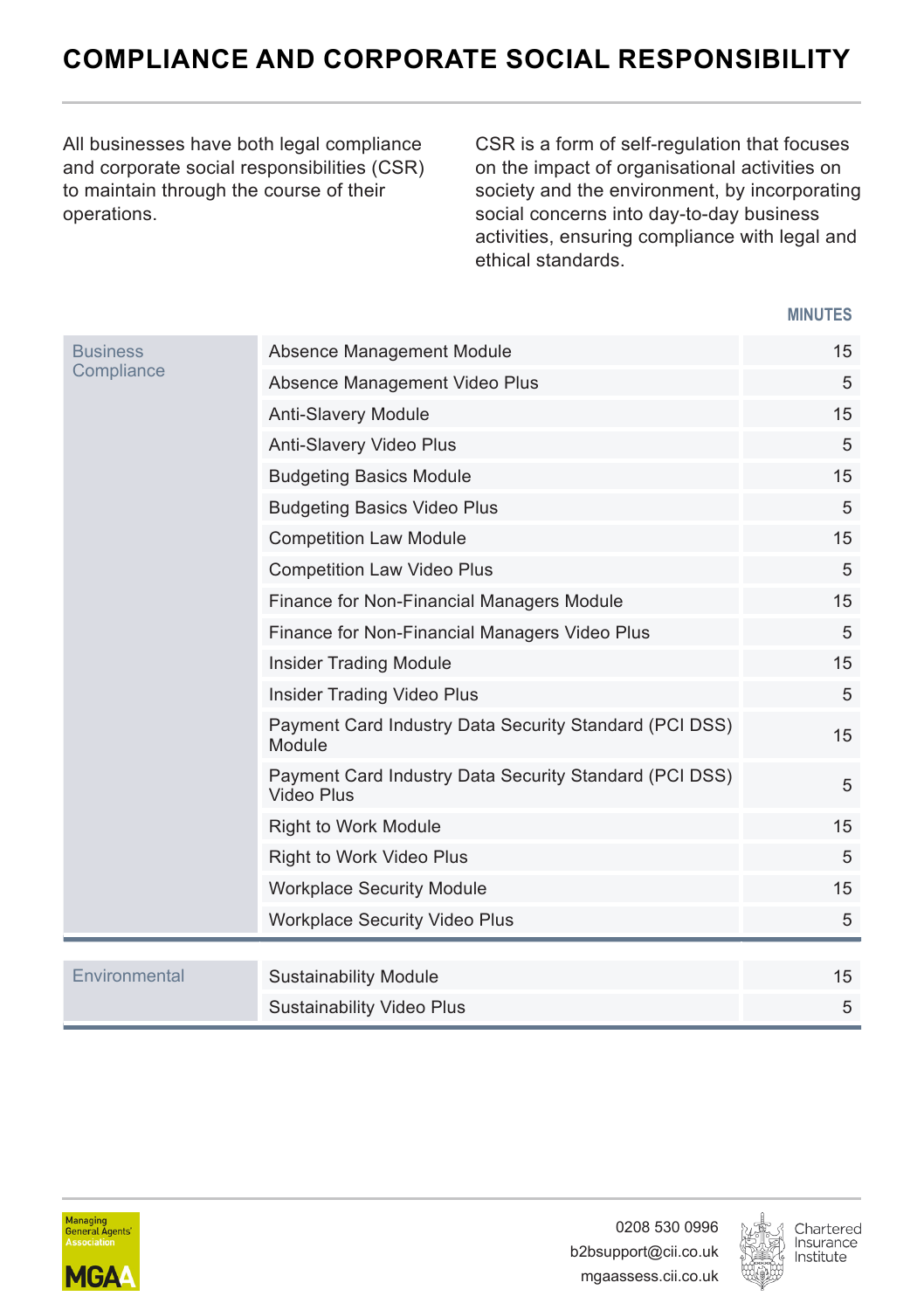# COMPLIANCE AND CORPORATE SOCIAL RESPONSIBILITY

All businesses have both legal compliance and corporate social responsibilities (CSR) to maintain through the course of their operations.

CSR is a form of self-regulation that focuses on the impact of organisational activities on society and the environment, by incorporating social concerns into day-to-day business activities, ensuring compliance with legal and ethical standards.

| | | MINUTES |
|---|---|---|
| Business Compliance | Absence Management Module | 15 |
| | Absence Management Video Plus | 5 |
| | Anti-Slavery Module | 15 |
| | Anti-Slavery Video Plus | 5 |
| | Budgeting Basics Module | 15 |
| | Budgeting Basics Video Plus | 5 |
| | Competition Law Module | 15 |
| | Competition Law Video Plus | 5 |
| | Finance for Non-Financial Managers Module | 15 |
| | Finance for Non-Financial Managers Video Plus | 5 |
| | Insider Trading Module | 15 |
| | Insider Trading Video Plus | 5 |
| | Payment Card Industry Data Security Standard (PCI DSS) Module | 15 |
| | Payment Card Industry Data Security Standard (PCI DSS) Video Plus | 5 |
| | Right to Work Module | 15 |
| | Right to Work Video Plus | 5 |
| | Workplace Security Module | 15 |
| | Workplace Security Video Plus | 5 |
| Environmental | Sustainability Module | 15 |
| | Sustainability Video Plus | 5 |

0208 530 0996
b2bsupport@cii.co.uk
mgaassess.cii.co.uk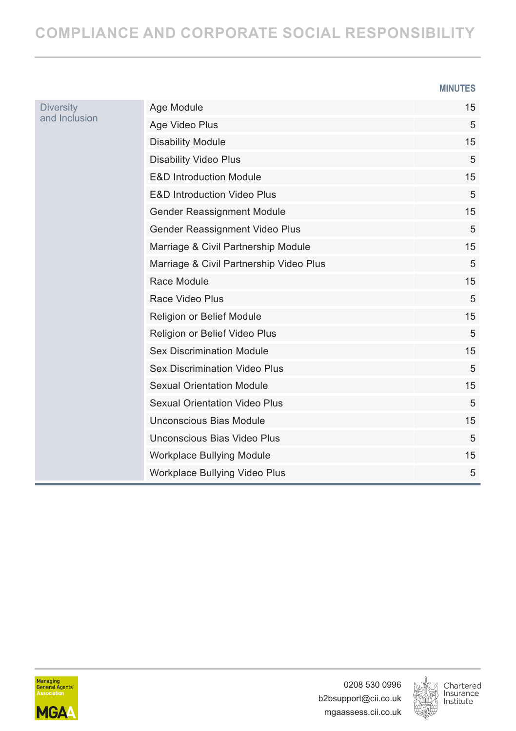# COMPLIANCE AND CORPORATE SOCIAL RESPONSIBILITY

| | | MINUTES |
|---|---|---|
| Diversity and Inclusion | Age Module | 15 |
| | Age Video Plus | 5 |
| | Disability Module | 15 |
| | Disability Video Plus | 5 |
| | E&D Introduction Module | 15 |
| | E&D Introduction Video Plus | 5 |
| | Gender Reassignment Module | 15 |
| | Gender Reassignment Video Plus | 5 |
| | Marriage & Civil Partnership Module | 15 |
| | Marriage & Civil Partnership Video Plus | 5 |
| | Race Module | 15 |
| | Race Video Plus | 5 |
| | Religion or Belief Module | 15 |
| | Religion or Belief Video Plus | 5 |
| | Sex Discrimination Module | 15 |
| | Sex Discrimination Video Plus | 5 |
| | Sexual Orientation Module | 15 |
| | Sexual Orientation Video Plus | 5 |
| | Unconscious Bias Module | 15 |
| | Unconscious Bias Video Plus | 5 |
| | Workplace Bullying Module | 15 |
| | Workplace Bullying Video Plus | 5 |

0208 530 0996
b2bsupport@cii.co.uk
mgaassess.cii.co.uk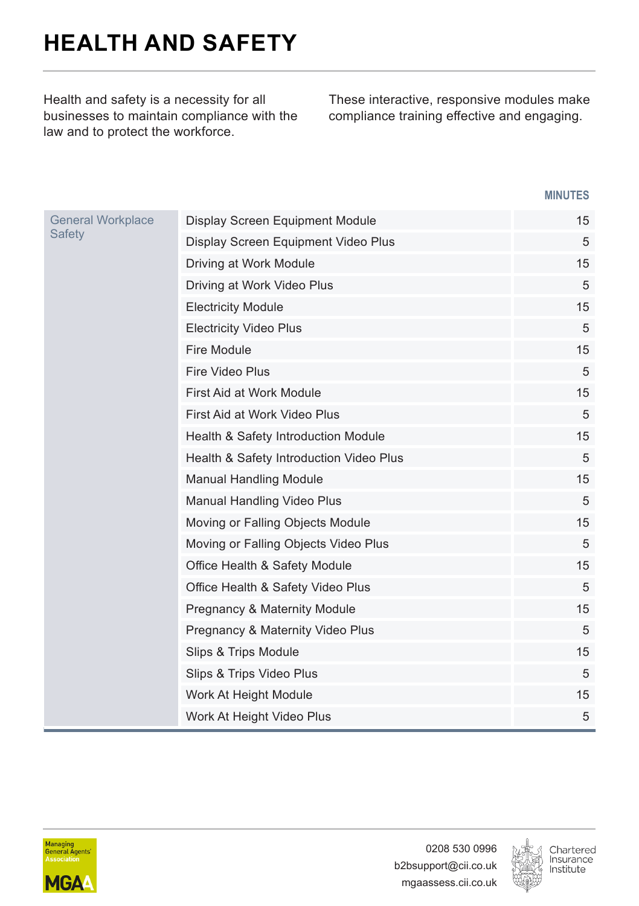# HEALTH AND SAFETY

Health and safety is a necessity for all businesses to maintain compliance with the law and to protect the workforce.

These interactive, responsive modules make compliance training effective and engaging.

| | | MINUTES |
|---|---|---|
| General Workplace Safety | Display Screen Equipment Module | 15 |
| | Display Screen Equipment Video Plus | 5 |
| | Driving at Work Module | 15 |
| | Driving at Work Video Plus | 5 |
| | Electricity Module | 15 |
| | Electricity Video Plus | 5 |
| | Fire Module | 15 |
| | Fire Video Plus | 5 |
| | First Aid at Work Module | 15 |
| | First Aid at Work Video Plus | 5 |
| | Health & Safety Introduction Module | 15 |
| | Health & Safety Introduction Video Plus | 5 |
| | Manual Handling Module | 15 |
| | Manual Handling Video Plus | 5 |
| | Moving or Falling Objects Module | 15 |
| | Moving or Falling Objects Video Plus | 5 |
| | Office Health & Safety Module | 15 |
| | Office Health & Safety Video Plus | 5 |
| | Pregnancy & Maternity Module | 15 |
| | Pregnancy & Maternity Video Plus | 5 |
| | Slips & Trips Module | 15 |
| | Slips & Trips Video Plus | 5 |
| | Work At Height Module | 15 |
| | Work At Height Video Plus | 5 |

0208 530 0996
b2bsupport@cii.co.uk
mgaassess.cii.co.uk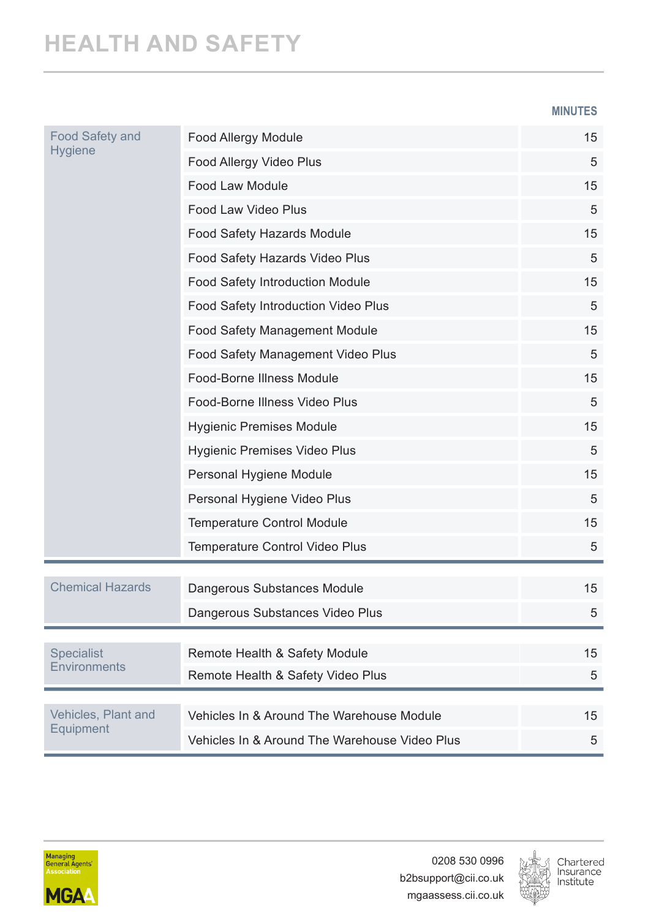# HEALTH AND SAFETY

| | | MINUTES |
|---|---|---|
| Food Safety and Hygiene | Food Allergy Module | 15 |
| | Food Allergy Video Plus | 5 |
| | Food Law Module | 15 |
| | Food Law Video Plus | 5 |
| | Food Safety Hazards Module | 15 |
| | Food Safety Hazards Video Plus | 5 |
| | Food Safety Introduction Module | 15 |
| | Food Safety Introduction Video Plus | 5 |
| | Food Safety Management Module | 15 |
| | Food Safety Management Video Plus | 5 |
| | Food-Borne Illness Module | 15 |
| | Food-Borne Illness Video Plus | 5 |
| | Hygienic Premises Module | 15 |
| | Hygienic Premises Video Plus | 5 |
| | Personal Hygiene Module | 15 |
| | Personal Hygiene Video Plus | 5 |
| | Temperature Control Module | 15 |
| | Temperature Control Video Plus | 5 |
| Chemical Hazards | Dangerous Substances Module | 15 |
| | Dangerous Substances Video Plus | 5 |
| Specialist Environments | Remote Health & Safety Module | 15 |
| | Remote Health & Safety Video Plus | 5 |
| Vehicles, Plant and Equipment | Vehicles In & Around The Warehouse Module | 15 |
| | Vehicles In & Around The Warehouse Video Plus | 5 |

Managing General Agents' Association MGAA

0208 530 0996
b2bsupport@cii.co.uk
mgaassess.cii.co.uk

Chartered Insurance Institute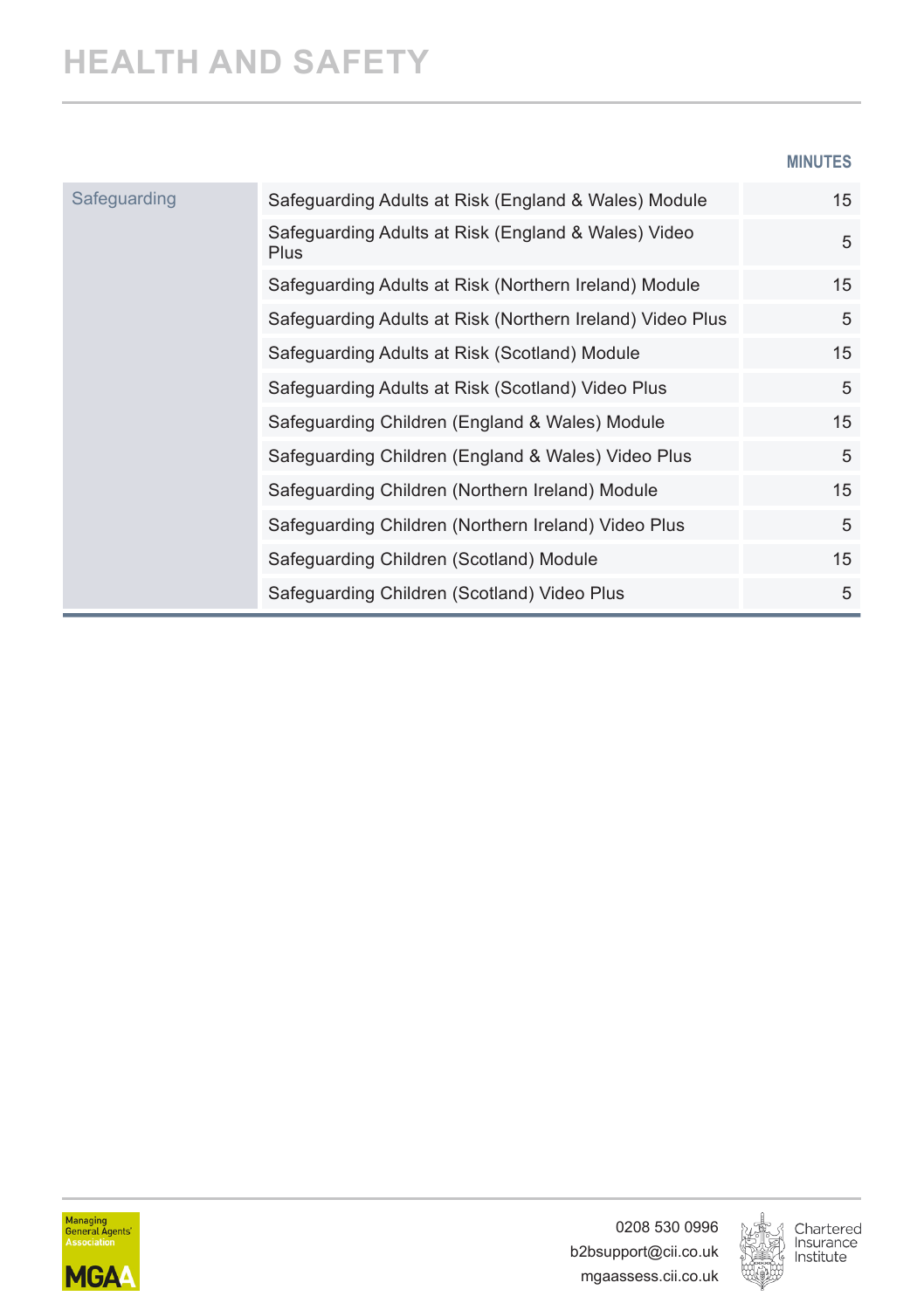# HEALTH AND SAFETY

| | | MINUTES |
|---|---|---|
| Safeguarding | Safeguarding Adults at Risk (England & Wales) Module | 15 |
| | Safeguarding Adults at Risk (England & Wales) Video Plus | 5 |
| | Safeguarding Adults at Risk (Northern Ireland) Module | 15 |
| | Safeguarding Adults at Risk (Northern Ireland) Video Plus | 5 |
| | Safeguarding Adults at Risk (Scotland) Module | 15 |
| | Safeguarding Adults at Risk (Scotland) Video Plus | 5 |
| | Safeguarding Children (England & Wales) Module | 15 |
| | Safeguarding Children (England & Wales) Video Plus | 5 |
| | Safeguarding Children (Northern Ireland) Module | 15 |
| | Safeguarding Children (Northern Ireland) Video Plus | 5 |
| | Safeguarding Children (Scotland) Module | 15 |
| | Safeguarding Children (Scotland) Video Plus | 5 |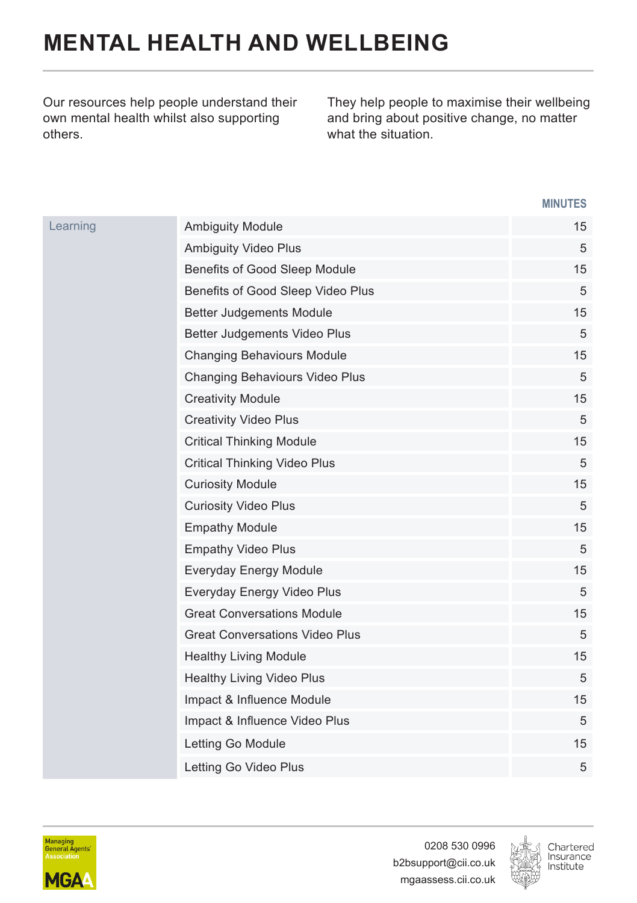# MENTAL HEALTH AND WELLBEING

Our resources help people understand their own mental health whilst also supporting others.

They help people to maximise their wellbeing and bring about positive change, no matter what the situation.

| | | MINUTES |
|---|---|---|
| Learning | Ambiguity Module | 15 |
| | Ambiguity Video Plus | 5 |
| | Benefits of Good Sleep Module | 15 |
| | Benefits of Good Sleep Video Plus | 5 |
| | Better Judgements Module | 15 |
| | Better Judgements Video Plus | 5 |
| | Changing Behaviours Module | 15 |
| | Changing Behaviours Video Plus | 5 |
| | Creativity Module | 15 |
| | Creativity Video Plus | 5 |
| | Critical Thinking Module | 15 |
| | Critical Thinking Video Plus | 5 |
| | Curiosity Module | 15 |
| | Curiosity Video Plus | 5 |
| | Empathy Module | 15 |
| | Empathy Video Plus | 5 |
| | Everyday Energy Module | 15 |
| | Everyday Energy Video Plus | 5 |
| | Great Conversations Module | 15 |
| | Great Conversations Video Plus | 5 |
| | Healthy Living Module | 15 |
| | Healthy Living Video Plus | 5 |
| | Impact & Influence Module | 15 |
| | Impact & Influence Video Plus | 5 |
| | Letting Go Module | 15 |
| | Letting Go Video Plus | 5 |

Managing General Agents' Association MGAA

0208 530 0996
b2bsupport@cii.co.uk
mgaassess.cii.co.uk

Chartered Insurance Institute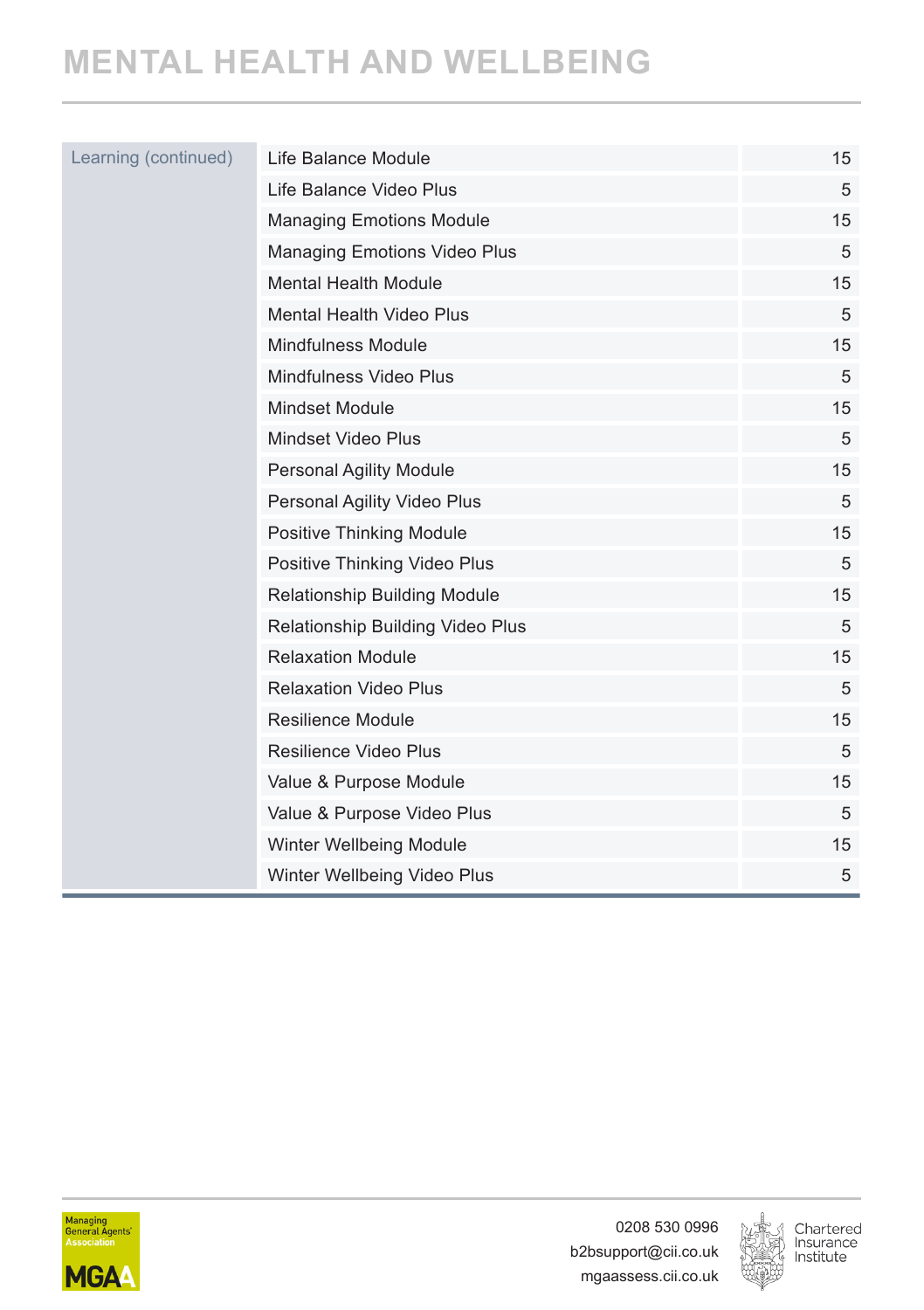# MENTAL HEALTH AND WELLBEING

| | | |
|---|---|---|
| Learning (continued) | Life Balance Module | 15 |
| | Life Balance Video Plus | 5 |
| | Managing Emotions Module | 15 |
| | Managing Emotions Video Plus | 5 |
| | Mental Health Module | 15 |
| | Mental Health Video Plus | 5 |
| | Mindfulness Module | 15 |
| | Mindfulness Video Plus | 5 |
| | Mindset Module | 15 |
| | Mindset Video Plus | 5 |
| | Personal Agility Module | 15 |
| | Personal Agility Video Plus | 5 |
| | Positive Thinking Module | 15 |
| | Positive Thinking Video Plus | 5 |
| | Relationship Building Module | 15 |
| | Relationship Building Video Plus | 5 |
| | Relaxation Module | 15 |
| | Relaxation Video Plus | 5 |
| | Resilience Module | 15 |
| | Resilience Video Plus | 5 |
| | Value & Purpose Module | 15 |
| | Value & Purpose Video Plus | 5 |
| | Winter Wellbeing Module | 15 |
| | Winter Wellbeing Video Plus | 5 |

0208 530 0996
b2bsupport@cii.co.uk
mgaassess.cii.co.uk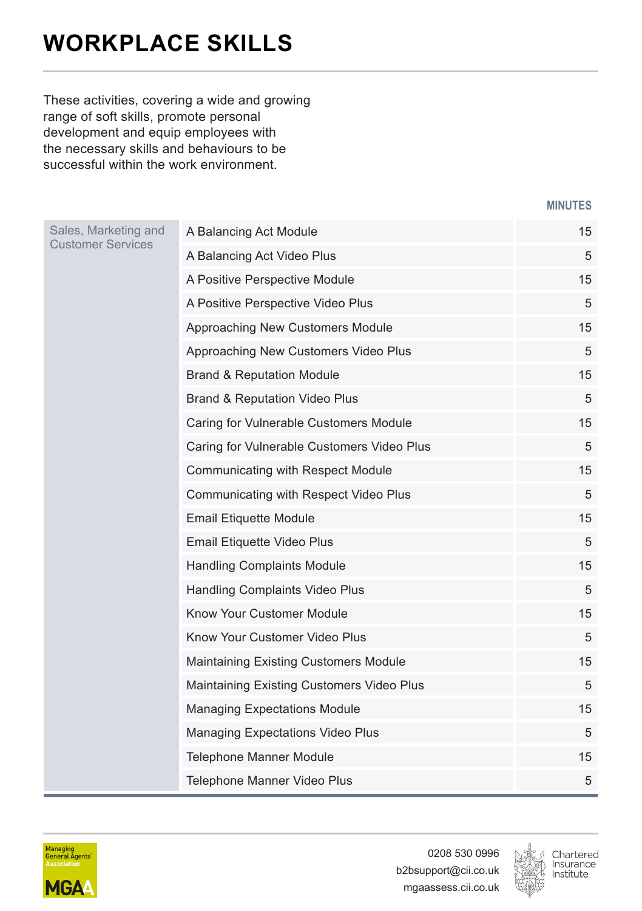# WORKPLACE SKILLS

These activities, covering a wide and growing range of soft skills, promote personal development and equip employees with the necessary skills and behaviours to be successful within the work environment.

| | | MINUTES |
|---|---|---|
| Sales, Marketing and Customer Services | A Balancing Act Module | 15 |
| | A Balancing Act Video Plus | 5 |
| | A Positive Perspective Module | 15 |
| | A Positive Perspective Video Plus | 5 |
| | Approaching New Customers Module | 15 |
| | Approaching New Customers Video Plus | 5 |
| | Brand & Reputation Module | 15 |
| | Brand & Reputation Video Plus | 5 |
| | Caring for Vulnerable Customers Module | 15 |
| | Caring for Vulnerable Customers Video Plus | 5 |
| | Communicating with Respect Module | 15 |
| | Communicating with Respect Video Plus | 5 |
| | Email Etiquette Module | 15 |
| | Email Etiquette Video Plus | 5 |
| | Handling Complaints Module | 15 |
| | Handling Complaints Video Plus | 5 |
| | Know Your Customer Module | 15 |
| | Know Your Customer Video Plus | 5 |
| | Maintaining Existing Customers Module | 15 |
| | Maintaining Existing Customers Video Plus | 5 |
| | Managing Expectations Module | 15 |
| | Managing Expectations Video Plus | 5 |
| | Telephone Manner Module | 15 |
| | Telephone Manner Video Plus | 5 |

Managing General Agents' Association MGAA

0208 530 0996
b2bsupport@cii.co.uk
mgaassess.cii.co.uk

Chartered Insurance Institute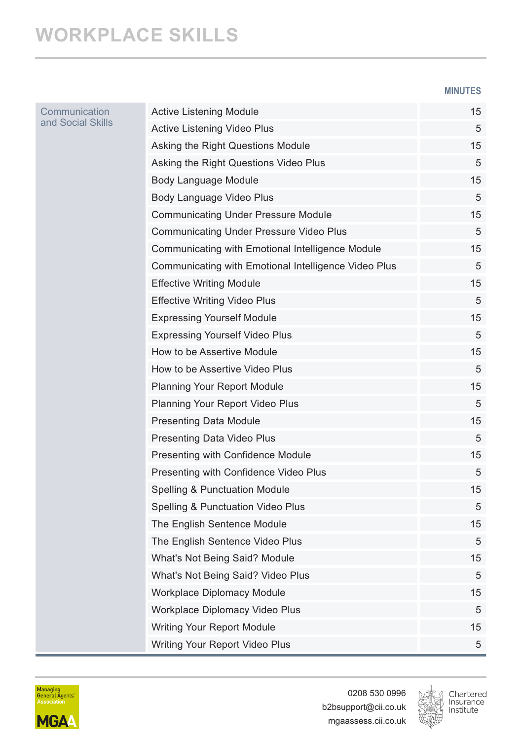# WORKPLACE SKILLS

| | | MINUTES |
|---|---|---|
| Communication and Social Skills | Active Listening Module | 15 |
| | Active Listening Video Plus | 5 |
| | Asking the Right Questions Module | 15 |
| | Asking the Right Questions Video Plus | 5 |
| | Body Language Module | 15 |
| | Body Language Video Plus | 5 |
| | Communicating Under Pressure Module | 15 |
| | Communicating Under Pressure Video Plus | 5 |
| | Communicating with Emotional Intelligence Module | 15 |
| | Communicating with Emotional Intelligence Video Plus | 5 |
| | Effective Writing Module | 15 |
| | Effective Writing Video Plus | 5 |
| | Expressing Yourself Module | 15 |
| | Expressing Yourself Video Plus | 5 |
| | How to be Assertive Module | 15 |
| | How to be Assertive Video Plus | 5 |
| | Planning Your Report Module | 15 |
| | Planning Your Report Video Plus | 5 |
| | Presenting Data Module | 15 |
| | Presenting Data Video Plus | 5 |
| | Presenting with Confidence Module | 15 |
| | Presenting with Confidence Video Plus | 5 |
| | Spelling & Punctuation Module | 15 |
| | Spelling & Punctuation Video Plus | 5 |
| | The English Sentence Module | 15 |
| | The English Sentence Video Plus | 5 |
| | What's Not Being Said? Module | 15 |
| | What's Not Being Said? Video Plus | 5 |
| | Workplace Diplomacy Module | 15 |
| | Workplace Diplomacy Video Plus | 5 |
| | Writing Your Report Module | 15 |
| | Writing Your Report Video Plus | 5 |

Managing General Agents' Association MGAA

0208 530 0996
b2bsupport@cii.co.uk
mgaassess.cii.co.uk

Chartered Insurance Institute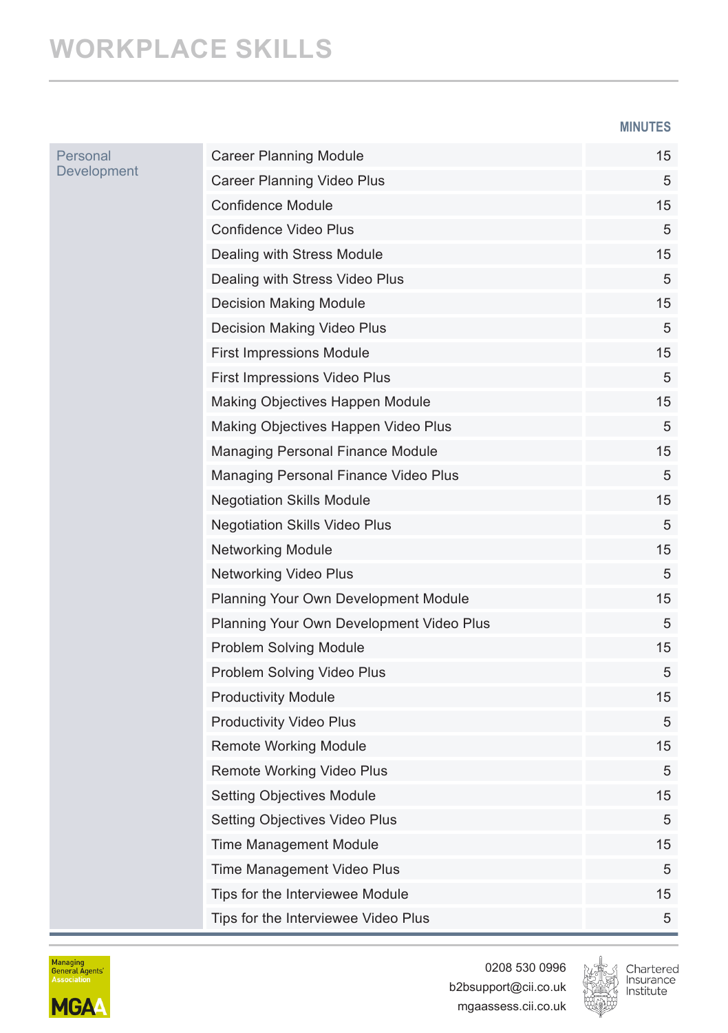# WORKPLACE SKILLS

| | | MINUTES |
|---|---|---|
| Personal Development | Career Planning Module | 15 |
| | Career Planning Video Plus | 5 |
| | Confidence Module | 15 |
| | Confidence Video Plus | 5 |
| | Dealing with Stress Module | 15 |
| | Dealing with Stress Video Plus | 5 |
| | Decision Making Module | 15 |
| | Decision Making Video Plus | 5 |
| | First Impressions Module | 15 |
| | First Impressions Video Plus | 5 |
| | Making Objectives Happen Module | 15 |
| | Making Objectives Happen Video Plus | 5 |
| | Managing Personal Finance Module | 15 |
| | Managing Personal Finance Video Plus | 5 |
| | Negotiation Skills Module | 15 |
| | Negotiation Skills Video Plus | 5 |
| | Networking Module | 15 |
| | Networking Video Plus | 5 |
| | Planning Your Own Development Module | 15 |
| | Planning Your Own Development Video Plus | 5 |
| | Problem Solving Module | 15 |
| | Problem Solving Video Plus | 5 |
| | Productivity Module | 15 |
| | Productivity Video Plus | 5 |
| | Remote Working Module | 15 |
| | Remote Working Video Plus | 5 |
| | Setting Objectives Module | 15 |
| | Setting Objectives Video Plus | 5 |
| | Time Management Module | 15 |
| | Time Management Video Plus | 5 |
| | Tips for the Interviewee Module | 15 |
| | Tips for the Interviewee Video Plus | 5 |

Managing General Agents' Association MGAA

0208 530 0996
b2bsupport@cii.co.uk
mgaassess.cii.co.uk

Chartered Insurance Institute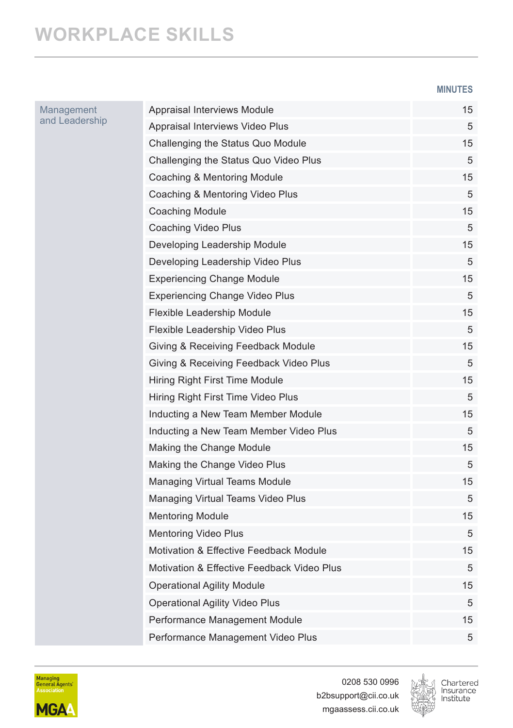# WORKPLACE SKILLS

| | | MINUTES |
|---|---|---|
| Management and Leadership | Appraisal Interviews Module | 15 |
| | Appraisal Interviews Video Plus | 5 |
| | Challenging the Status Quo Module | 15 |
| | Challenging the Status Quo Video Plus | 5 |
| | Coaching & Mentoring Module | 15 |
| | Coaching & Mentoring Video Plus | 5 |
| | Coaching Module | 15 |
| | Coaching Video Plus | 5 |
| | Developing Leadership Module | 15 |
| | Developing Leadership Video Plus | 5 |
| | Experiencing Change Module | 15 |
| | Experiencing Change Video Plus | 5 |
| | Flexible Leadership Module | 15 |
| | Flexible Leadership Video Plus | 5 |
| | Giving & Receiving Feedback Module | 15 |
| | Giving & Receiving Feedback Video Plus | 5 |
| | Hiring Right First Time Module | 15 |
| | Hiring Right First Time Video Plus | 5 |
| | Inducting a New Team Member Module | 15 |
| | Inducting a New Team Member Video Plus | 5 |
| | Making the Change Module | 15 |
| | Making the Change Video Plus | 5 |
| | Managing Virtual Teams Module | 15 |
| | Managing Virtual Teams Video Plus | 5 |
| | Mentoring Module | 15 |
| | Mentoring Video Plus | 5 |
| | Motivation & Effective Feedback Module | 15 |
| | Motivation & Effective Feedback Video Plus | 5 |
| | Operational Agility Module | 15 |
| | Operational Agility Video Plus | 5 |
| | Performance Management Module | 15 |
| | Performance Management Video Plus | 5 |

Managing General Agents' Association MGAA

0208 530 0996
b2bsupport@cii.co.uk
mgaassess.cii.co.uk

Chartered Insurance Institute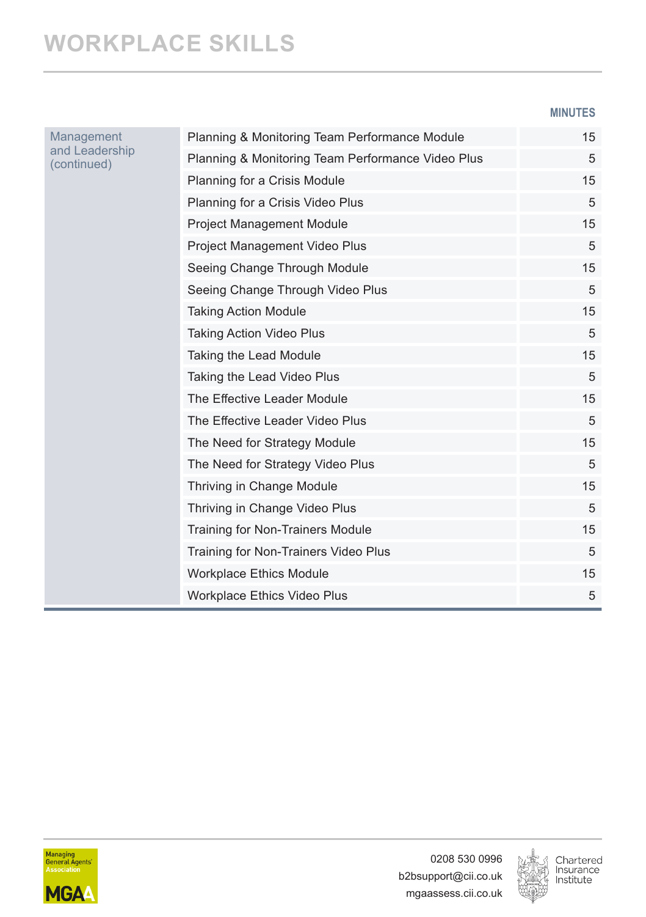# WORKPLACE SKILLS

| | | MINUTES |
|---|---|---|
| Management and Leadership (continued) | Planning & Monitoring Team Performance Module | 15 |
| | Planning & Monitoring Team Performance Video Plus | 5 |
| | Planning for a Crisis Module | 15 |
| | Planning for a Crisis Video Plus | 5 |
| | Project Management Module | 15 |
| | Project Management Video Plus | 5 |
| | Seeing Change Through Module | 15 |
| | Seeing Change Through Video Plus | 5 |
| | Taking Action Module | 15 |
| | Taking Action Video Plus | 5 |
| | Taking the Lead Module | 15 |
| | Taking the Lead Video Plus | 5 |
| | The Effective Leader Module | 15 |
| | The Effective Leader Video Plus | 5 |
| | The Need for Strategy Module | 15 |
| | The Need for Strategy Video Plus | 5 |
| | Thriving in Change Module | 15 |
| | Thriving in Change Video Plus | 5 |
| | Training for Non-Trainers Module | 15 |
| | Training for Non-Trainers Video Plus | 5 |
| | Workplace Ethics Module | 15 |
| | Workplace Ethics Video Plus | 5 |

Managing General Agents' Association
MGAA

0208 530 0996
b2bsupport@cii.co.uk
mgaassess.cii.co.uk

Chartered Insurance Institute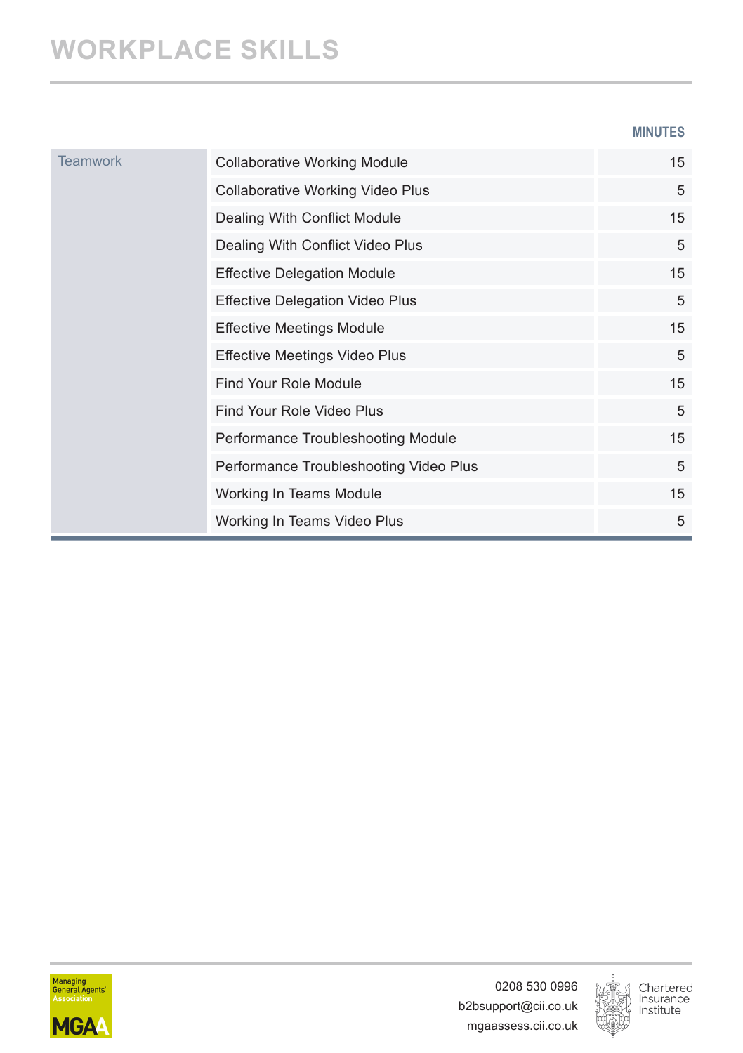# WORKPLACE SKILLS

| | | MINUTES |
|---|---|---|
| Teamwork | Collaborative Working Module | 15 |
| | Collaborative Working Video Plus | 5 |
| | Dealing With Conflict Module | 15 |
| | Dealing With Conflict Video Plus | 5 |
| | Effective Delegation Module | 15 |
| | Effective Delegation Video Plus | 5 |
| | Effective Meetings Module | 15 |
| | Effective Meetings Video Plus | 5 |
| | Find Your Role Module | 15 |
| | Find Your Role Video Plus | 5 |
| | Performance Troubleshooting Module | 15 |
| | Performance Troubleshooting Video Plus | 5 |
| | Working In Teams Module | 15 |
| | Working In Teams Video Plus | 5 |

0208 530 0996
b2bsupport@cii.co.uk
mgaassess.cii.co.uk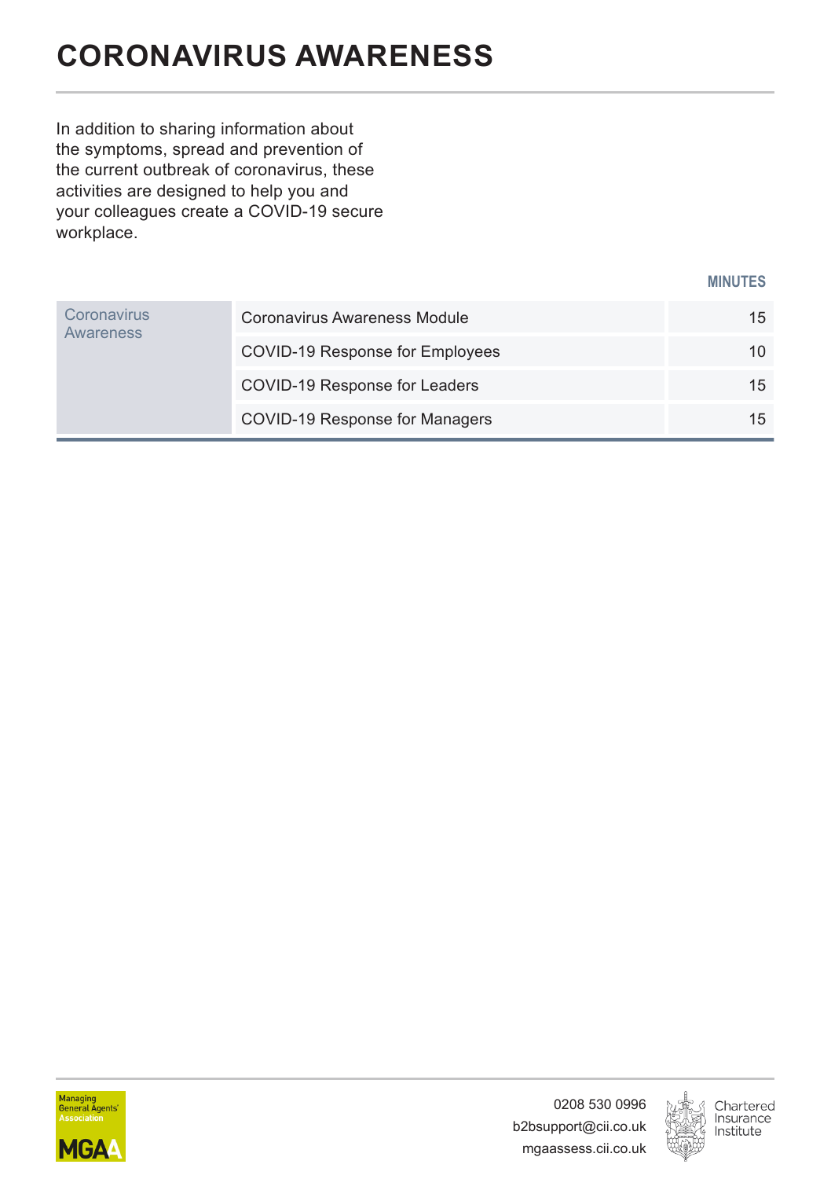# CORONAVIRUS AWARENESS

In addition to sharing information about the symptoms, spread and prevention of the current outbreak of coronavirus, these activities are designed to help you and your colleagues create a COVID-19 secure workplace.

| | | MINUTES |
|---|---|---|
| Coronavirus Awareness | Coronavirus Awareness Module | 15 |
| | COVID-19 Response for Employees | 10 |
| | COVID-19 Response for Leaders | 15 |
| | COVID-19 Response for Managers | 15 |

Managing General Agents' Association
MGAA

0208 530 0996
b2bsupport@cii.co.uk
mgaassess.cii.co.uk

Chartered Insurance Institute